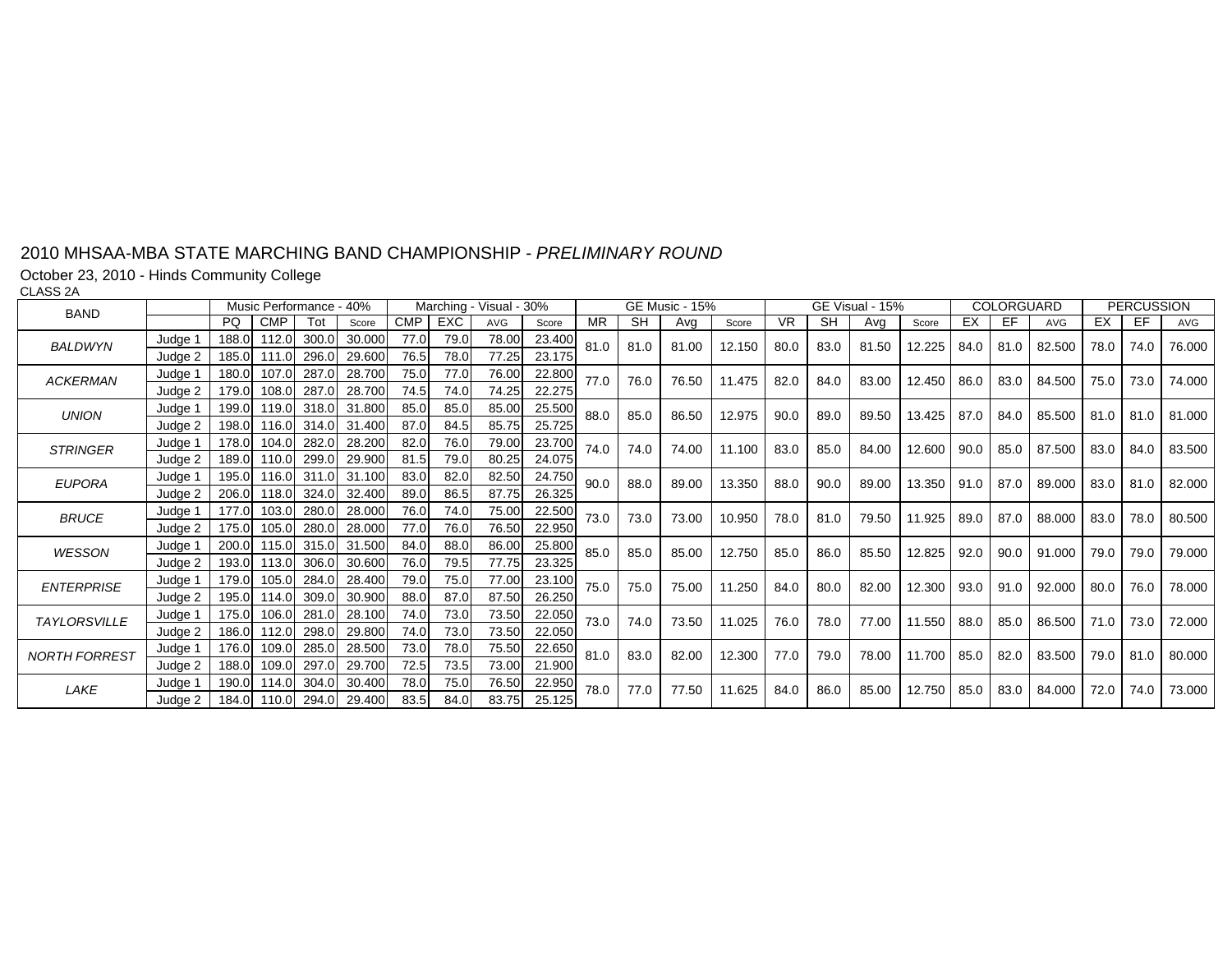# 2010 MHSAA-MBA STATE MARCHING BAND CHAMPIONSHIP - *PRELIMINARY ROUND*

October 23, 2010 - Hinds Community College

CLASS 2A

| BAND | | Music Performance - 40% | | | | Marching - Visual - 30% | | | | GE Music - 15% | | | | GE Visual - 15% | | | | COLORGUARD | | | PERCUSSION | | |
|---|---|---|---|---|---|---|---|---|---|---|---|---|---|---|---|---|---|---|---|---|---|---|---|
| | | PQ | CMP | Tot | Score | CMP | EXC | AVG | Score | MR | SH | Avg | Score | VR | SH | Avg | Score | EX | EF | AVG | EX | EF | AVG |
| *BALDWYN* | Judge 1 | 188.0 | 112.0 | 300.0 | 30.000 | 77.0 | 79.0 | 78.00 | 23.400 | 81.0 | 81.0 | 81.00 | 12.150 | 80.0 | 83.0 | 81.50 | 12.225 | 84.0 | 81.0 | 82.500 | 78.0 | 74.0 | 76.000 |
| | Judge 2 | 185.0 | 111.0 | 296.0 | 29.600 | 76.5 | 78.0 | 77.25 | 23.175 | | | | | | | | | | | | | | |
| *ACKERMAN* | Judge 1 | 180.0 | 107.0 | 287.0 | 28.700 | 75.0 | 77.0 | 76.00 | 22.800 | 77.0 | 76.0 | 76.50 | 11.475 | 82.0 | 84.0 | 83.00 | 12.450 | 86.0 | 83.0 | 84.500 | 75.0 | 73.0 | 74.000 |
| | Judge 2 | 179.0 | 108.0 | 287.0 | 28.700 | 74.5 | 74.0 | 74.25 | 22.275 | | | | | | | | | | | | | | |
| *UNION* | Judge 1 | 199.0 | 119.0 | 318.0 | 31.800 | 85.0 | 85.0 | 85.00 | 25.500 | 88.0 | 85.0 | 86.50 | 12.975 | 90.0 | 89.0 | 89.50 | 13.425 | 87.0 | 84.0 | 85.500 | 81.0 | 81.0 | 81.000 |
| | Judge 2 | 198.0 | 116.0 | 314.0 | 31.400 | 87.0 | 84.5 | 85.75 | 25.725 | | | | | | | | | | | | | | |
| *STRINGER* | Judge 1 | 178.0 | 104.0 | 282.0 | 28.200 | 82.0 | 76.0 | 79.00 | 23.700 | 74.0 | 74.0 | 74.00 | 11.100 | 83.0 | 85.0 | 84.00 | 12.600 | 90.0 | 85.0 | 87.500 | 83.0 | 84.0 | 83.500 |
| | Judge 2 | 189.0 | 110.0 | 299.0 | 29.900 | 81.5 | 79.0 | 80.25 | 24.075 | | | | | | | | | | | | | | |
| *EUPORA* | Judge 1 | 195.0 | 116.0 | 311.0 | 31.100 | 83.0 | 82.0 | 82.50 | 24.750 | 90.0 | 88.0 | 89.00 | 13.350 | 88.0 | 90.0 | 89.00 | 13.350 | 91.0 | 87.0 | 89.000 | 83.0 | 81.0 | 82.000 |
| | Judge 2 | 206.0 | 118.0 | 324.0 | 32.400 | 89.0 | 86.5 | 87.75 | 26.325 | | | | | | | | | | | | | | |
| *BRUCE* | Judge 1 | 177.0 | 103.0 | 280.0 | 28.000 | 76.0 | 74.0 | 75.00 | 22.500 | 73.0 | 73.0 | 73.00 | 10.950 | 78.0 | 81.0 | 79.50 | 11.925 | 89.0 | 87.0 | 88.000 | 83.0 | 78.0 | 80.500 |
| | Judge 2 | 175.0 | 105.0 | 280.0 | 28.000 | 77.0 | 76.0 | 76.50 | 22.950 | | | | | | | | | | | | | | |
| *WESSON* | Judge 1 | 200.0 | 115.0 | 315.0 | 31.500 | 84.0 | 88.0 | 86.00 | 25.800 | 85.0 | 85.0 | 85.00 | 12.750 | 85.0 | 86.0 | 85.50 | 12.825 | 92.0 | 90.0 | 91.000 | 79.0 | 79.0 | 79.000 |
| | Judge 2 | 193.0 | 113.0 | 306.0 | 30.600 | 76.0 | 79.5 | 77.75 | 23.325 | | | | | | | | | | | | | | |
| *ENTERPRISE* | Judge 1 | 179.0 | 105.0 | 284.0 | 28.400 | 79.0 | 75.0 | 77.00 | 23.100 | 75.0 | 75.0 | 75.00 | 11.250 | 84.0 | 80.0 | 82.00 | 12.300 | 93.0 | 91.0 | 92.000 | 80.0 | 76.0 | 78.000 |
| | Judge 2 | 195.0 | 114.0 | 309.0 | 30.900 | 88.0 | 87.0 | 87.50 | 26.250 | | | | | | | | | | | | | | |
| *TAYLORSVILLE* | Judge 1 | 175.0 | 106.0 | 281.0 | 28.100 | 74.0 | 73.0 | 73.50 | 22.050 | 73.0 | 74.0 | 73.50 | 11.025 | 76.0 | 78.0 | 77.00 | 11.550 | 88.0 | 85.0 | 86.500 | 71.0 | 73.0 | 72.000 |
| | Judge 2 | 186.0 | 112.0 | 298.0 | 29.800 | 74.0 | 73.0 | 73.50 | 22.050 | | | | | | | | | | | | | | |
| *NORTH FORREST* | Judge 1 | 176.0 | 109.0 | 285.0 | 28.500 | 73.0 | 78.0 | 75.50 | 22.650 | 81.0 | 83.0 | 82.00 | 12.300 | 77.0 | 79.0 | 78.00 | 11.700 | 85.0 | 82.0 | 83.500 | 79.0 | 81.0 | 80.000 |
| | Judge 2 | 188.0 | 109.0 | 297.0 | 29.700 | 72.5 | 73.5 | 73.00 | 21.900 | | | | | | | | | | | | | | |
| *LAKE* | Judge 1 | 190.0 | 114.0 | 304.0 | 30.400 | 78.0 | 75.0 | 76.50 | 22.950 | 78.0 | 77.0 | 77.50 | 11.625 | 84.0 | 86.0 | 85.00 | 12.750 | 85.0 | 83.0 | 84.000 | 72.0 | 74.0 | 73.000 |
| | Judge 2 | 184.0 | 110.0 | 294.0 | 29.400 | 83.5 | 84.0 | 83.75 | 25.125 | | | | | | | | | | | | | | |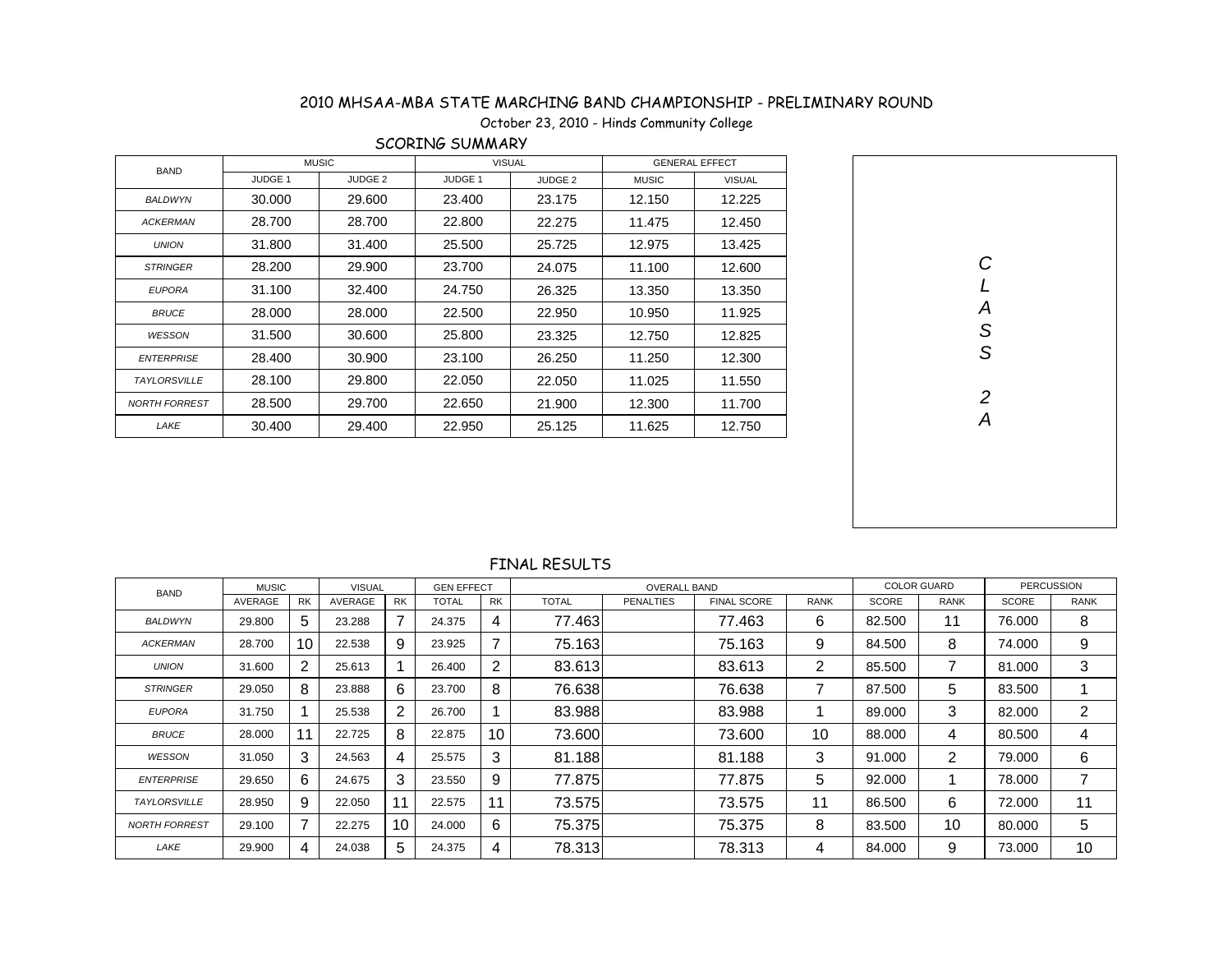# 2010 MHSAA-MBA STATE MARCHING BAND CHAMPIONSHIP - PRELIMINARY ROUND

October 23, 2010 - Hinds Community College

## SCORING SUMMARY

| BAND | MUSIC | | VISUAL | | GENERAL EFFECT | |
|---|---|---|---|---|---|---|
| | JUDGE 1 | JUDGE 2 | JUDGE 1 | JUDGE 2 | MUSIC | VISUAL |
| *BALDWYN* | 30.000 | 29.600 | 23.400 | 23.175 | 12.150 | 12.225 |
| *ACKERMAN* | 28.700 | 28.700 | 22.800 | 22.275 | 11.475 | 12.450 |
| *UNION* | 31.800 | 31.400 | 25.500 | 25.725 | 12.975 | 13.425 |
| *STRINGER* | 28.200 | 29.900 | 23.700 | 24.075 | 11.100 | 12.600 |
| *EUPORA* | 31.100 | 32.400 | 24.750 | 26.325 | 13.350 | 13.350 |
| *BRUCE* | 28.000 | 28.000 | 22.500 | 22.950 | 10.950 | 11.925 |
| *WESSON* | 31.500 | 30.600 | 25.800 | 23.325 | 12.750 | 12.825 |
| *ENTERPRISE* | 28.400 | 30.900 | 23.100 | 26.250 | 11.250 | 12.300 |
| *TAYLORSVILLE* | 28.100 | 29.800 | 22.050 | 22.050 | 11.025 | 11.550 |
| *NORTH FORREST* | 28.500 | 29.700 | 22.650 | 21.900 | 12.300 | 11.700 |
| *LAKE* | 30.400 | 29.400 | 22.950 | 25.125 | 11.625 | 12.750 |

*CLASS 2A*

## FINAL RESULTS

| BAND | MUSIC | | VISUAL | | GEN EFFECT | | OVERALL BAND | | | | COLOR GUARD | | PERCUSSION | |
|---|---|---|---|---|---|---|---|---|---|---|---|---|---|---|
| | AVERAGE | RK | AVERAGE | RK | TOTAL | RK | TOTAL | PENALTIES | FINAL SCORE | RANK | SCORE | RANK | SCORE | RANK |
| *BALDWYN* | 29.800 | 5 | 23.288 | 7 | 24.375 | 4 | 77.463 | | 77.463 | 6 | 82.500 | 11 | 76.000 | 8 |
| *ACKERMAN* | 28.700 | 10 | 22.538 | 9 | 23.925 | 7 | 75.163 | | 75.163 | 9 | 84.500 | 8 | 74.000 | 9 |
| *UNION* | 31.600 | 2 | 25.613 | 1 | 26.400 | 2 | 83.613 | | 83.613 | 2 | 85.500 | 7 | 81.000 | 3 |
| *STRINGER* | 29.050 | 8 | 23.888 | 6 | 23.700 | 8 | 76.638 | | 76.638 | 7 | 87.500 | 5 | 83.500 | 1 |
| *EUPORA* | 31.750 | 1 | 25.538 | 2 | 26.700 | 1 | 83.988 | | 83.988 | 1 | 89.000 | 3 | 82.000 | 2 |
| *BRUCE* | 28.000 | 11 | 22.725 | 8 | 22.875 | 10 | 73.600 | | 73.600 | 10 | 88.000 | 4 | 80.500 | 4 |
| *WESSON* | 31.050 | 3 | 24.563 | 4 | 25.575 | 3 | 81.188 | | 81.188 | 3 | 91.000 | 2 | 79.000 | 6 |
| *ENTERPRISE* | 29.650 | 6 | 24.675 | 3 | 23.550 | 9 | 77.875 | | 77.875 | 5 | 92.000 | 1 | 78.000 | 7 |
| *TAYLORSVILLE* | 28.950 | 9 | 22.050 | 11 | 22.575 | 11 | 73.575 | | 73.575 | 11 | 86.500 | 6 | 72.000 | 11 |
| *NORTH FORREST* | 29.100 | 7 | 22.275 | 10 | 24.000 | 6 | 75.375 | | 75.375 | 8 | 83.500 | 10 | 80.000 | 5 |
| *LAKE* | 29.900 | 4 | 24.038 | 5 | 24.375 | 4 | 78.313 | | 78.313 | 4 | 84.000 | 9 | 73.000 | 10 |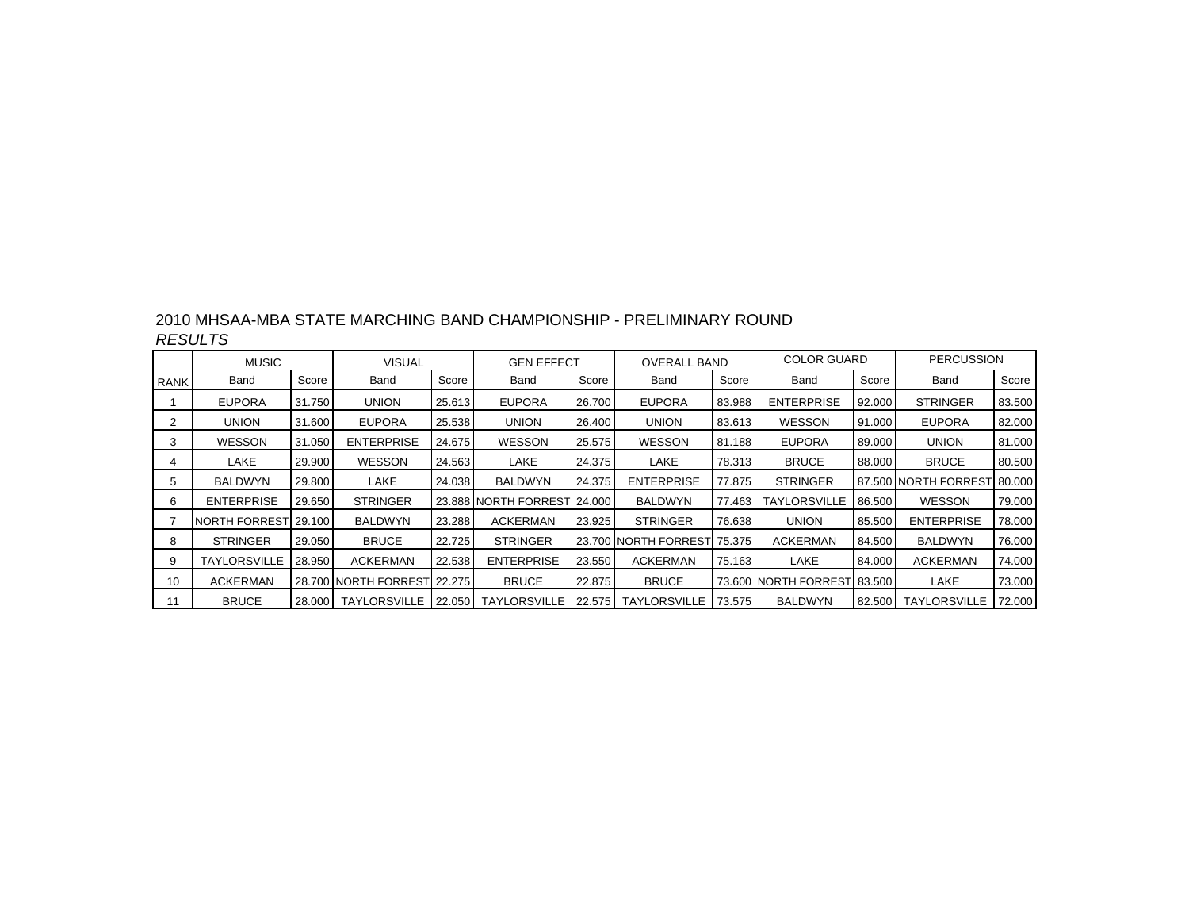2010 MHSAA-MBA STATE MARCHING BAND CHAMPIONSHIP - PRELIMINARY ROUND

*RESULTS*

| | MUSIC | | VISUAL | | GEN EFFECT | | OVERALL BAND | | COLOR GUARD | | PERCUSSION | |
|---|---|---|---|---|---|---|---|---|---|---|---|---|
| RANK | Band | Score | Band | Score | Band | Score | Band | Score | Band | Score | Band | Score |
| 1 | EUPORA | 31.750 | UNION | 25.613 | EUPORA | 26.700 | EUPORA | 83.988 | ENTERPRISE | 92.000 | STRINGER | 83.500 |
| 2 | UNION | 31.600 | EUPORA | 25.538 | UNION | 26.400 | UNION | 83.613 | WESSON | 91.000 | EUPORA | 82.000 |
| 3 | WESSON | 31.050 | ENTERPRISE | 24.675 | WESSON | 25.575 | WESSON | 81.188 | EUPORA | 89.000 | UNION | 81.000 |
| 4 | LAKE | 29.900 | WESSON | 24.563 | LAKE | 24.375 | LAKE | 78.313 | BRUCE | 88.000 | BRUCE | 80.500 |
| 5 | BALDWYN | 29.800 | LAKE | 24.038 | BALDWYN | 24.375 | ENTERPRISE | 77.875 | STRINGER | 87.500 | NORTH FORREST | 80.000 |
| 6 | ENTERPRISE | 29.650 | STRINGER | 23.888 | NORTH FORREST | 24.000 | BALDWYN | 77.463 | TAYLORSVILLE | 86.500 | WESSON | 79.000 |
| 7 | NORTH FORREST | 29.100 | BALDWYN | 23.288 | ACKERMAN | 23.925 | STRINGER | 76.638 | UNION | 85.500 | ENTERPRISE | 78.000 |
| 8 | STRINGER | 29.050 | BRUCE | 22.725 | STRINGER | 23.700 | NORTH FORREST | 75.375 | ACKERMAN | 84.500 | BALDWYN | 76.000 |
| 9 | TAYLORSVILLE | 28.950 | ACKERMAN | 22.538 | ENTERPRISE | 23.550 | ACKERMAN | 75.163 | LAKE | 84.000 | ACKERMAN | 74.000 |
| 10 | ACKERMAN | 28.700 | NORTH FORREST | 22.275 | BRUCE | 22.875 | BRUCE | 73.600 | NORTH FORREST | 83.500 | LAKE | 73.000 |
| 11 | BRUCE | 28.000 | TAYLORSVILLE | 22.050 | TAYLORSVILLE | 22.575 | TAYLORSVILLE | 73.575 | BALDWYN | 82.500 | TAYLORSVILLE | 72.000 |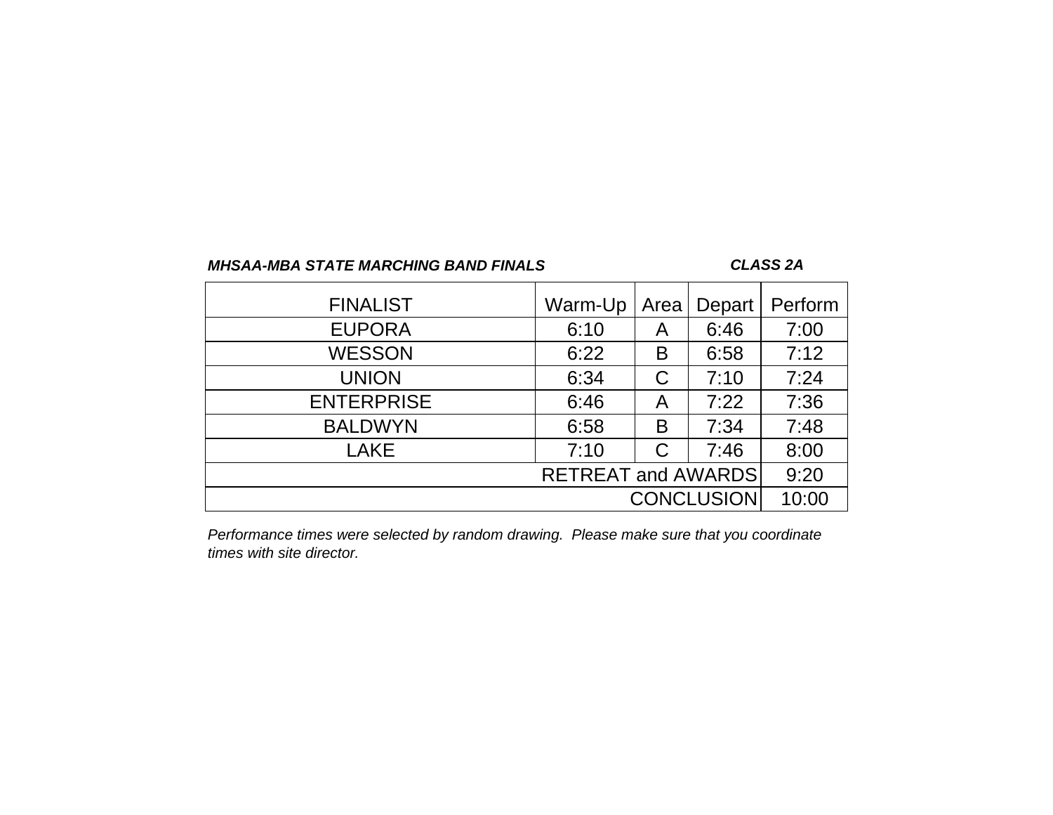***MHSAA-MBA STATE MARCHING BAND FINALS*** ***CLASS 2A***

| FINALIST | Warm-Up | Area | Depart | Perform |
|---|---|---|---|---|
| EUPORA | 6:10 | A | 6:46 | 7:00 |
| WESSON | 6:22 | B | 6:58 | 7:12 |
| UNION | 6:34 | C | 7:10 | 7:24 |
| ENTERPRISE | 6:46 | A | 7:22 | 7:36 |
| BALDWYN | 6:58 | B | 7:34 | 7:48 |
| LAKE | 7:10 | C | 7:46 | 8:00 |
| | | | RETREAT and AWARDS | 9:20 |
| | | | CONCLUSION | 10:00 |

*Performance times were selected by random drawing. Please make sure that you coordinate times with site director.*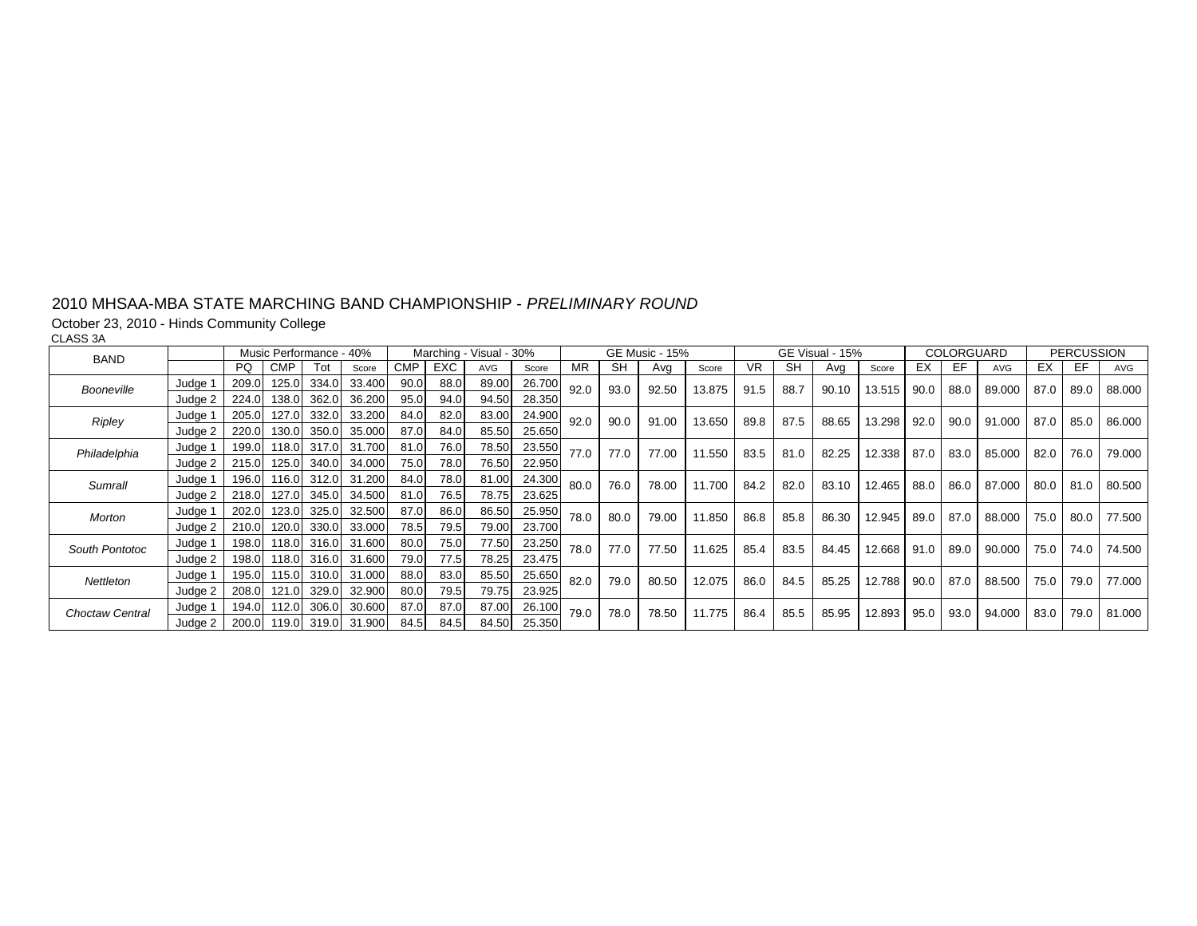2010 MHSAA-MBA STATE MARCHING BAND CHAMPIONSHIP - *PRELIMINARY ROUND*

October 23, 2010 - Hinds Community College

CLASS 3A

| BAND | | Music Performance - 40% | | | | Marching - Visual - 30% | | | | GE Music - 15% | | | | GE Visual - 15% | | | | COLORGUARD | | | PERCUSSION | | |
|---|---|---|---|---|---|---|---|---|---|---|---|---|---|---|---|---|---|---|---|---|---|---|---|
| | | PQ | CMP | Tot | Score | CMP | EXC | AVG | Score | MR | SH | Avg | Score | VR | SH | Avg | Score | EX | EF | AVG | EX | EF | AVG |
| *Booneville* | Judge 1 | 209.0 | 125.0 | 334.0 | 33.400 | 90.0 | 88.0 | 89.00 | 26.700 | 92.0 | 93.0 | 92.50 | 13.875 | 91.5 | 88.7 | 90.10 | 13.515 | 90.0 | 88.0 | 89.000 | 87.0 | 89.0 | 88.000 |
| | Judge 2 | 224.0 | 138.0 | 362.0 | 36.200 | 95.0 | 94.0 | 94.50 | 28.350 | | | | | | | | | | | | | | |
| *Ripley* | Judge 1 | 205.0 | 127.0 | 332.0 | 33.200 | 84.0 | 82.0 | 83.00 | 24.900 | 92.0 | 90.0 | 91.00 | 13.650 | 89.8 | 87.5 | 88.65 | 13.298 | 92.0 | 90.0 | 91.000 | 87.0 | 85.0 | 86.000 |
| | Judge 2 | 220.0 | 130.0 | 350.0 | 35.000 | 87.0 | 84.0 | 85.50 | 25.650 | | | | | | | | | | | | | | |
| *Philadelphia* | Judge 1 | 199.0 | 118.0 | 317.0 | 31.700 | 81.0 | 76.0 | 78.50 | 23.550 | 77.0 | 77.0 | 77.00 | 11.550 | 83.5 | 81.0 | 82.25 | 12.338 | 87.0 | 83.0 | 85.000 | 82.0 | 76.0 | 79.000 |
| | Judge 2 | 215.0 | 125.0 | 340.0 | 34.000 | 75.0 | 78.0 | 76.50 | 22.950 | | | | | | | | | | | | | | |
| *Sumrall* | Judge 1 | 196.0 | 116.0 | 312.0 | 31.200 | 84.0 | 78.0 | 81.00 | 24.300 | 80.0 | 76.0 | 78.00 | 11.700 | 84.2 | 82.0 | 83.10 | 12.465 | 88.0 | 86.0 | 87.000 | 80.0 | 81.0 | 80.500 |
| | Judge 2 | 218.0 | 127.0 | 345.0 | 34.500 | 81.0 | 76.5 | 78.75 | 23.625 | | | | | | | | | | | | | | |
| *Morton* | Judge 1 | 202.0 | 123.0 | 325.0 | 32.500 | 87.0 | 86.0 | 86.50 | 25.950 | 78.0 | 80.0 | 79.00 | 11.850 | 86.8 | 85.8 | 86.30 | 12.945 | 89.0 | 87.0 | 88.000 | 75.0 | 80.0 | 77.500 |
| | Judge 2 | 210.0 | 120.0 | 330.0 | 33.000 | 78.5 | 79.5 | 79.00 | 23.700 | | | | | | | | | | | | | | |
| *South Pontotoc* | Judge 1 | 198.0 | 118.0 | 316.0 | 31.600 | 80.0 | 75.0 | 77.50 | 23.250 | 78.0 | 77.0 | 77.50 | 11.625 | 85.4 | 83.5 | 84.45 | 12.668 | 91.0 | 89.0 | 90.000 | 75.0 | 74.0 | 74.500 |
| | Judge 2 | 198.0 | 118.0 | 316.0 | 31.600 | 79.0 | 77.5 | 78.25 | 23.475 | | | | | | | | | | | | | | |
| *Nettleton* | Judge 1 | 195.0 | 115.0 | 310.0 | 31.000 | 88.0 | 83.0 | 85.50 | 25.650 | 82.0 | 79.0 | 80.50 | 12.075 | 86.0 | 84.5 | 85.25 | 12.788 | 90.0 | 87.0 | 88.500 | 75.0 | 79.0 | 77.000 |
| | Judge 2 | 208.0 | 121.0 | 329.0 | 32.900 | 80.0 | 79.5 | 79.75 | 23.925 | | | | | | | | | | | | | | |
| *Choctaw Central* | Judge 1 | 194.0 | 112.0 | 306.0 | 30.600 | 87.0 | 87.0 | 87.00 | 26.100 | 79.0 | 78.0 | 78.50 | 11.775 | 86.4 | 85.5 | 85.95 | 12.893 | 95.0 | 93.0 | 94.000 | 83.0 | 79.0 | 81.000 |
| | Judge 2 | 200.0 | 119.0 | 319.0 | 31.900 | 84.5 | 84.5 | 84.50 | 25.350 | | | | | | | | | | | | | | |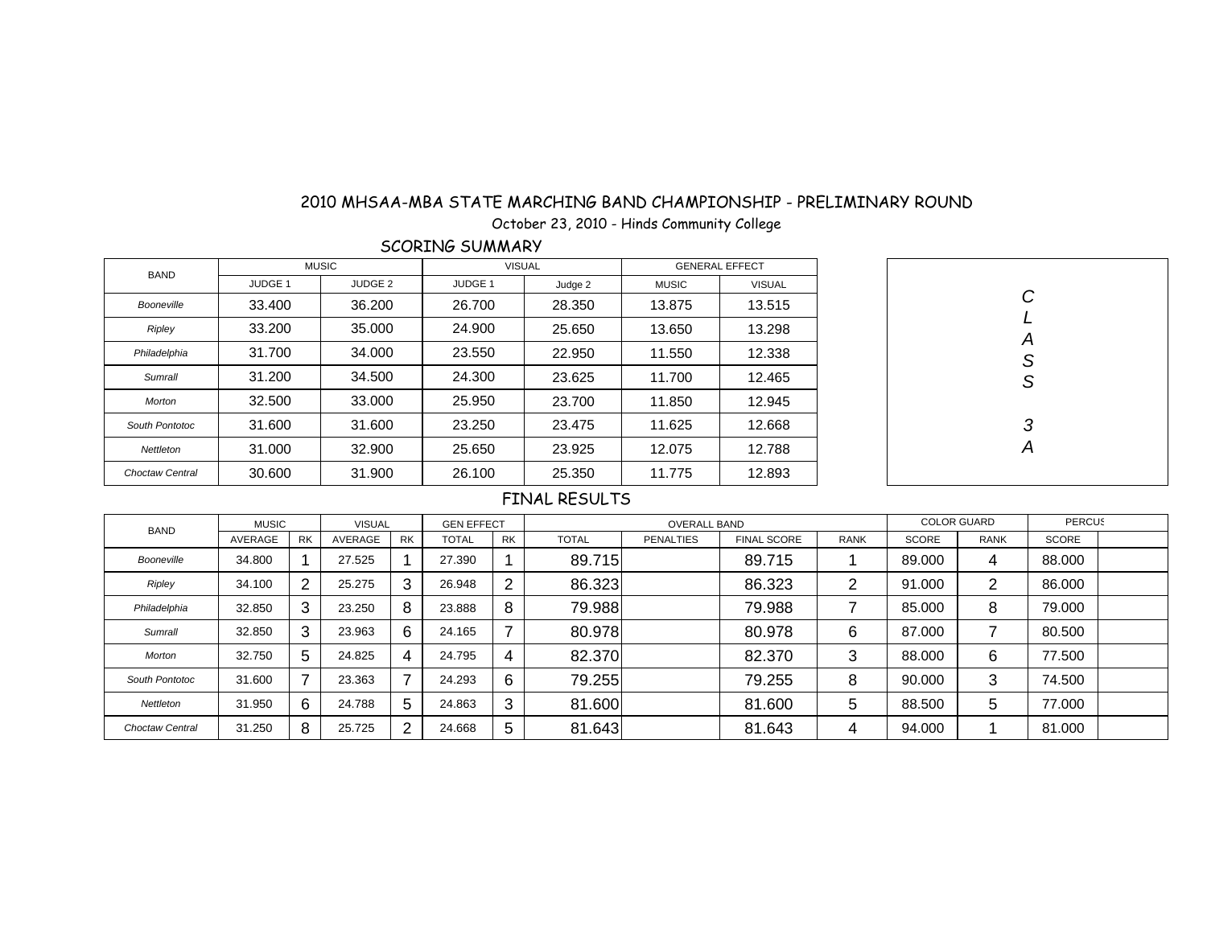# 2010 MHSAA-MBA STATE MARCHING BAND CHAMPIONSHIP - PRELIMINARY ROUND

October 23, 2010 - Hinds Community College

## SCORING SUMMARY

CLASS 3A

| BAND | MUSIC | | VISUAL | | GENERAL EFFECT | |
|---|---|---|---|---|---|---|
| | JUDGE 1 | JUDGE 2 | JUDGE 1 | Judge 2 | MUSIC | VISUAL |
| *Booneville* | 33.400 | 36.200 | 26.700 | 28.350 | 13.875 | 13.515 |
| *Ripley* | 33.200 | 35.000 | 24.900 | 25.650 | 13.650 | 13.298 |
| *Philadelphia* | 31.700 | 34.000 | 23.550 | 22.950 | 11.550 | 12.338 |
| *Sumrall* | 31.200 | 34.500 | 24.300 | 23.625 | 11.700 | 12.465 |
| *Morton* | 32.500 | 33.000 | 25.950 | 23.700 | 11.850 | 12.945 |
| *South Pontotoc* | 31.600 | 31.600 | 23.250 | 23.475 | 11.625 | 12.668 |
| *Nettleton* | 31.000 | 32.900 | 25.650 | 23.925 | 12.075 | 12.788 |
| *Choctaw Central* | 30.600 | 31.900 | 26.100 | 25.350 | 11.775 | 12.893 |

## FINAL RESULTS

| BAND | MUSIC | | VISUAL | | GEN EFFECT | | OVERALL BAND | | | | COLOR GUARD | | PERCUS | |
|---|---|---|---|---|---|---|---|---|---|---|---|---|---|---|
| | AVERAGE | RK | AVERAGE | RK | TOTAL | RK | TOTAL | PENALTIES | FINAL SCORE | RANK | SCORE | RANK | SCORE | |
| *Booneville* | 34.800 | 1 | 27.525 | 1 | 27.390 | 1 | 89.715 | | 89.715 | 1 | 89.000 | 4 | 88.000 | |
| *Ripley* | 34.100 | 2 | 25.275 | 3 | 26.948 | 2 | 86.323 | | 86.323 | 2 | 91.000 | 2 | 86.000 | |
| *Philadelphia* | 32.850 | 3 | 23.250 | 8 | 23.888 | 8 | 79.988 | | 79.988 | 7 | 85.000 | 8 | 79.000 | |
| *Sumrall* | 32.850 | 3 | 23.963 | 6 | 24.165 | 7 | 80.978 | | 80.978 | 6 | 87.000 | 7 | 80.500 | |
| *Morton* | 32.750 | 5 | 24.825 | 4 | 24.795 | 4 | 82.370 | | 82.370 | 3 | 88.000 | 6 | 77.500 | |
| *South Pontotoc* | 31.600 | 7 | 23.363 | 7 | 24.293 | 6 | 79.255 | | 79.255 | 8 | 90.000 | 3 | 74.500 | |
| *Nettleton* | 31.950 | 6 | 24.788 | 5 | 24.863 | 3 | 81.600 | | 81.600 | 5 | 88.500 | 5 | 77.000 | |
| *Choctaw Central* | 31.250 | 8 | 25.725 | 2 | 24.668 | 5 | 81.643 | | 81.643 | 4 | 94.000 | 1 | 81.000 | |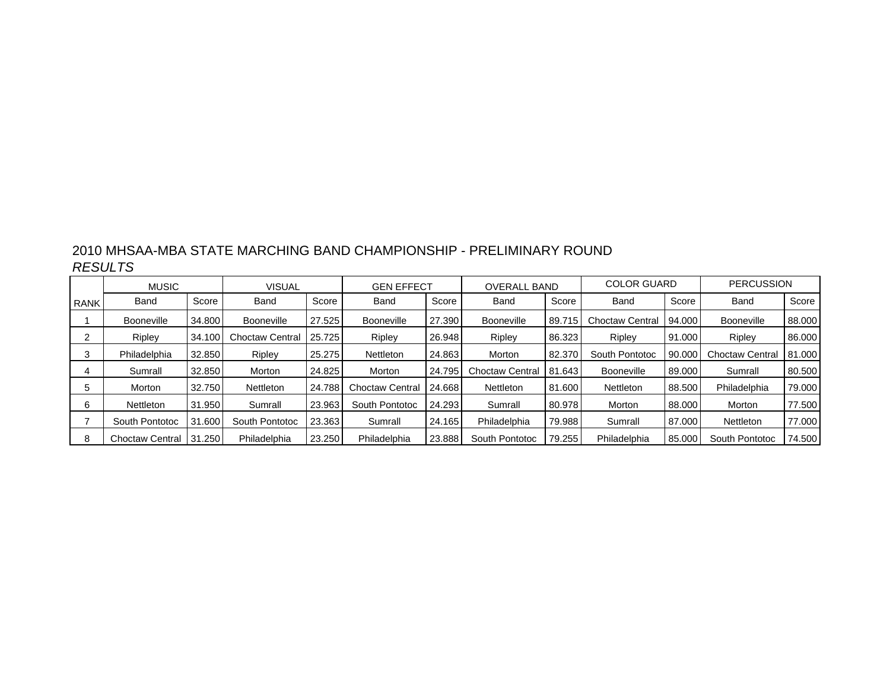2010 MHSAA-MBA STATE MARCHING BAND CHAMPIONSHIP - PRELIMINARY ROUND

*RESULTS*

| | MUSIC | | VISUAL | | GEN EFFECT | | OVERALL BAND | | COLOR GUARD | | PERCUSSION | |
|---|---|---|---|---|---|---|---|---|---|---|---|---|
| RANK | Band | Score | Band | Score | Band | Score | Band | Score | Band | Score | Band | Score |
| 1 | Booneville | 34.800 | Booneville | 27.525 | Booneville | 27.390 | Booneville | 89.715 | Choctaw Central | 94.000 | Booneville | 88.000 |
| 2 | Ripley | 34.100 | Choctaw Central | 25.725 | Ripley | 26.948 | Ripley | 86.323 | Ripley | 91.000 | Ripley | 86.000 |
| 3 | Philadelphia | 32.850 | Ripley | 25.275 | Nettleton | 24.863 | Morton | 82.370 | South Pontotoc | 90.000 | Choctaw Central | 81.000 |
| 4 | Sumrall | 32.850 | Morton | 24.825 | Morton | 24.795 | Choctaw Central | 81.643 | Booneville | 89.000 | Sumrall | 80.500 |
| 5 | Morton | 32.750 | Nettleton | 24.788 | Choctaw Central | 24.668 | Nettleton | 81.600 | Nettleton | 88.500 | Philadelphia | 79.000 |
| 6 | Nettleton | 31.950 | Sumrall | 23.963 | South Pontotoc | 24.293 | Sumrall | 80.978 | Morton | 88.000 | Morton | 77.500 |
| 7 | South Pontotoc | 31.600 | South Pontotoc | 23.363 | Sumrall | 24.165 | Philadelphia | 79.988 | Sumrall | 87.000 | Nettleton | 77.000 |
| 8 | Choctaw Central | 31.250 | Philadelphia | 23.250 | Philadelphia | 23.888 | South Pontotoc | 79.255 | Philadelphia | 85.000 | South Pontotoc | 74.500 |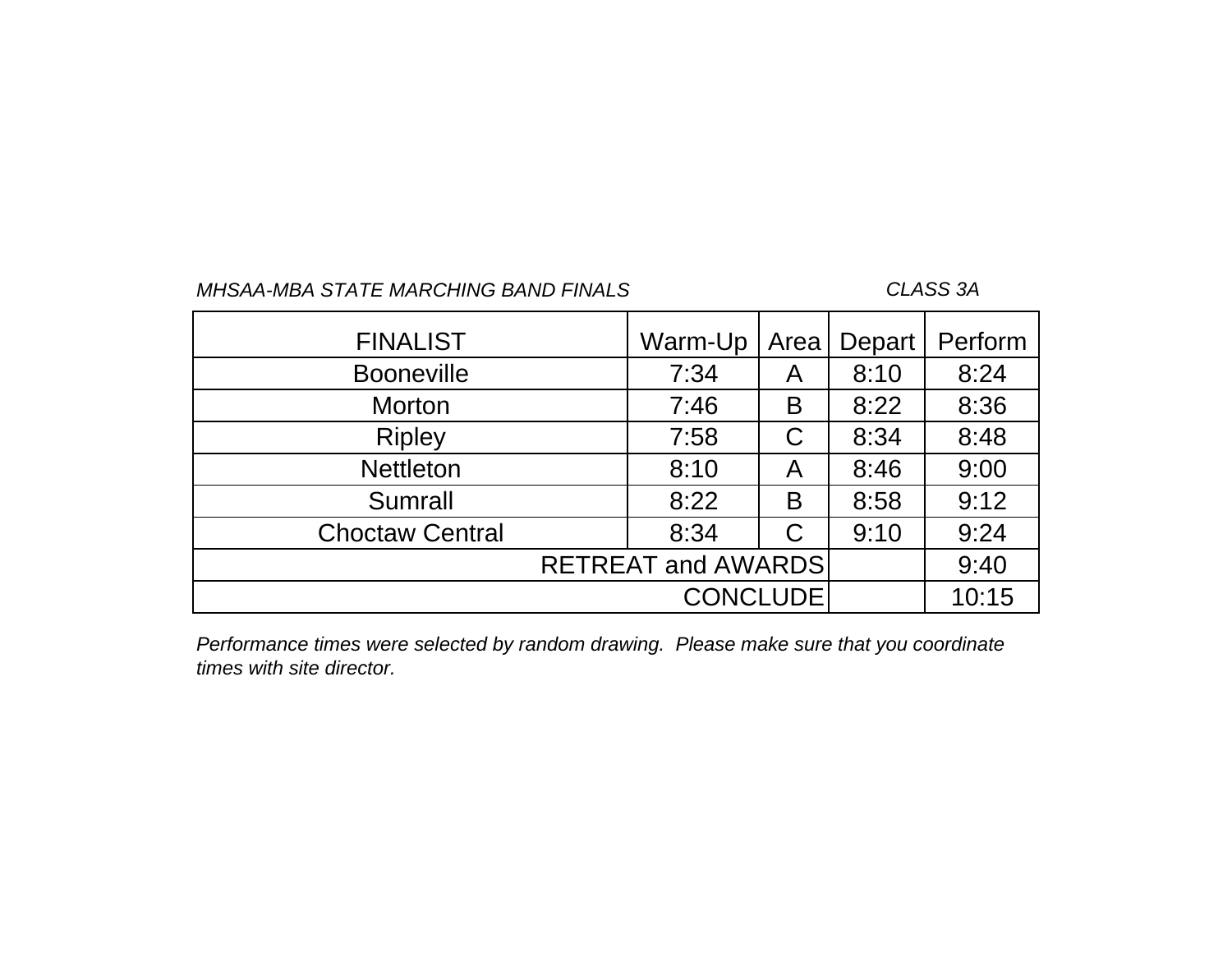*MHSAA-MBA STATE MARCHING BAND FINALS* *CLASS 3A*

| FINALIST | Warm-Up | Area | Depart | Perform |
|---|---|---|---|---|
| Booneville | 7:34 | A | 8:10 | 8:24 |
| Morton | 7:46 | B | 8:22 | 8:36 |
| Ripley | 7:58 | C | 8:34 | 8:48 |
| Nettleton | 8:10 | A | 8:46 | 9:00 |
| Sumrall | 8:22 | B | 8:58 | 9:12 |
| Choctaw Central | 8:34 | C | 9:10 | 9:24 |
| RETREAT and AWARDS | | | | 9:40 |
| CONCLUDE | | | | 10:15 |

*Performance times were selected by random drawing. Please make sure that you coordinate times with site director.*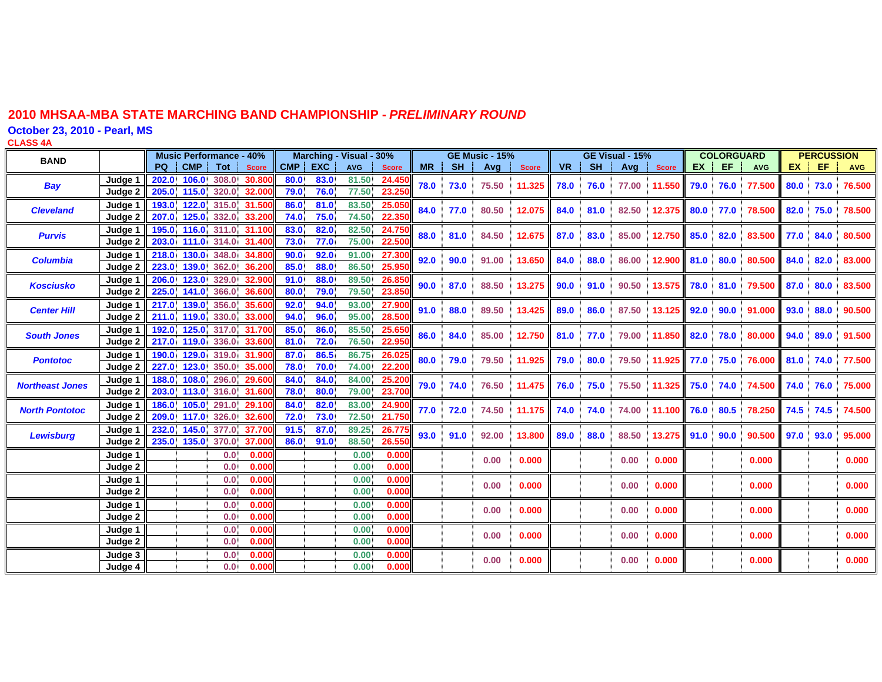# 2010 MHSAA-MBA STATE MARCHING BAND CHAMPIONSHIP - *PRELIMINARY ROUND*

**October 23, 2010 - Pearl, MS**

**CLASS 4A**

| BAND | | Music Performance - 40% | | | | Marching - Visual - 30% | | | | GE Music - 15% | | | | GE Visual - 15% | | | | COLORGUARD | | | PERCUSSION | | |
|---|---|---|---|---|---|---|---|---|---|---|---|---|---|---|---|---|---|---|---|---|---|---|---|
| | | PQ | CMP | Tot | Score | CMP | EXC | AVG | Score | MR | SH | Avg | Score | VR | SH | Avg | Score | EX | EF | AVG | EX | EF | AVG |
| Bay | Judge 1 | 202.0 | 106.0 | 308.0 | 30.800 | 80.0 | 83.0 | 81.50 | 24.450 | 78.0 | 73.0 | 75.50 | 11.325 | 78.0 | 76.0 | 77.00 | 11.550 | 79.0 | 76.0 | 77.500 | 80.0 | 73.0 | 76.500 |
| | Judge 2 | 205.0 | 115.0 | 320.0 | 32.000 | 79.0 | 76.0 | 77.50 | 23.250 | | | | | | | | | | | | | | |
| Cleveland | Judge 1 | 193.0 | 122.0 | 315.0 | 31.500 | 86.0 | 81.0 | 83.50 | 25.050 | 84.0 | 77.0 | 80.50 | 12.075 | 84.0 | 81.0 | 82.50 | 12.375 | 80.0 | 77.0 | 78.500 | 82.0 | 75.0 | 78.500 |
| | Judge 2 | 207.0 | 125.0 | 332.0 | 33.200 | 74.0 | 75.0 | 74.50 | 22.350 | | | | | | | | | | | | | | |
| Purvis | Judge 1 | 195.0 | 116.0 | 311.0 | 31.100 | 83.0 | 82.0 | 82.50 | 24.750 | 88.0 | 81.0 | 84.50 | 12.675 | 87.0 | 83.0 | 85.00 | 12.750 | 85.0 | 82.0 | 83.500 | 77.0 | 84.0 | 80.500 |
| | Judge 2 | 203.0 | 111.0 | 314.0 | 31.400 | 73.0 | 77.0 | 75.00 | 22.500 | | | | | | | | | | | | | | |
| Columbia | Judge 1 | 218.0 | 130.0 | 348.0 | 34.800 | 90.0 | 92.0 | 91.00 | 27.300 | 92.0 | 90.0 | 91.00 | 13.650 | 84.0 | 88.0 | 86.00 | 12.900 | 81.0 | 80.0 | 80.500 | 84.0 | 82.0 | 83.000 |
| | Judge 2 | 223.0 | 139.0 | 362.0 | 36.200 | 85.0 | 88.0 | 86.50 | 25.950 | | | | | | | | | | | | | | |
| Kosciusko | Judge 1 | 206.0 | 123.0 | 329.0 | 32.900 | 91.0 | 88.0 | 89.50 | 26.850 | 90.0 | 87.0 | 88.50 | 13.275 | 90.0 | 91.0 | 90.50 | 13.575 | 78.0 | 81.0 | 79.500 | 87.0 | 80.0 | 83.500 |
| | Judge 2 | 225.0 | 141.0 | 366.0 | 36.600 | 80.0 | 79.0 | 79.50 | 23.850 | | | | | | | | | | | | | | |
| Center Hill | Judge 1 | 217.0 | 139.0 | 356.0 | 35.600 | 92.0 | 94.0 | 93.00 | 27.900 | 91.0 | 88.0 | 89.50 | 13.425 | 89.0 | 86.0 | 87.50 | 13.125 | 92.0 | 90.0 | 91.000 | 93.0 | 88.0 | 90.500 |
| | Judge 2 | 211.0 | 119.0 | 330.0 | 33.000 | 94.0 | 96.0 | 95.00 | 28.500 | | | | | | | | | | | | | | |
| South Jones | Judge 1 | 192.0 | 125.0 | 317.0 | 31.700 | 85.0 | 86.0 | 85.50 | 25.650 | 86.0 | 84.0 | 85.00 | 12.750 | 81.0 | 77.0 | 79.00 | 11.850 | 82.0 | 78.0 | 80.000 | 94.0 | 89.0 | 91.500 |
| | Judge 2 | 217.0 | 119.0 | 336.0 | 33.600 | 81.0 | 72.0 | 76.50 | 22.950 | | | | | | | | | | | | | | |
| Pontotoc | Judge 1 | 190.0 | 129.0 | 319.0 | 31.900 | 87.0 | 86.5 | 86.75 | 26.025 | 80.0 | 79.0 | 79.50 | 11.925 | 79.0 | 80.0 | 79.50 | 11.925 | 77.0 | 75.0 | 76.000 | 81.0 | 74.0 | 77.500 |
| | Judge 2 | 227.0 | 123.0 | 350.0 | 35.000 | 78.0 | 70.0 | 74.00 | 22.200 | | | | | | | | | | | | | | |
| Northeast Jones | Judge 1 | 188.0 | 108.0 | 296.0 | 29.600 | 84.0 | 84.0 | 84.00 | 25.200 | 79.0 | 74.0 | 76.50 | 11.475 | 76.0 | 75.0 | 75.50 | 11.325 | 75.0 | 74.0 | 74.500 | 74.0 | 76.0 | 75.000 |
| | Judge 2 | 203.0 | 113.0 | 316.0 | 31.600 | 78.0 | 80.0 | 79.00 | 23.700 | | | | | | | | | | | | | | |
| North Pontotoc | Judge 1 | 186.0 | 105.0 | 291.0 | 29.100 | 84.0 | 82.0 | 83.00 | 24.900 | 77.0 | 72.0 | 74.50 | 11.175 | 74.0 | 74.0 | 74.00 | 11.100 | 76.0 | 80.5 | 78.250 | 74.5 | 74.5 | 74.500 |
| | Judge 2 | 209.0 | 117.0 | 326.0 | 32.600 | 72.0 | 73.0 | 72.50 | 21.750 | | | | | | | | | | | | | | |
| Lewisburg | Judge 1 | 232.0 | 145.0 | 377.0 | 37.700 | 91.5 | 87.0 | 89.25 | 26.775 | 93.0 | 91.0 | 92.00 | 13.800 | 89.0 | 88.0 | 88.50 | 13.275 | 91.0 | 90.0 | 90.500 | 97.0 | 93.0 | 95.000 |
| | Judge 2 | 235.0 | 135.0 | 370.0 | 37.000 | 86.0 | 91.0 | 88.50 | 26.550 | | | | | | | | | | | | | | |
| | Judge 1 | | | 0.0 | 0.000 | | | 0.00 | 0.000 | | | 0.00 | 0.000 | | | 0.00 | 0.000 | | | 0.000 | | | 0.000 |
| | Judge 2 | | | 0.0 | 0.000 | | | 0.00 | 0.000 | | | | | | | | | | | | | | |
| | Judge 1 | | | 0.0 | 0.000 | | | 0.00 | 0.000 | | | 0.00 | 0.000 | | | 0.00 | 0.000 | | | 0.000 | | | 0.000 |
| | Judge 2 | | | 0.0 | 0.000 | | | 0.00 | 0.000 | | | | | | | | | | | | | | |
| | Judge 1 | | | 0.0 | 0.000 | | | 0.00 | 0.000 | | | 0.00 | 0.000 | | | 0.00 | 0.000 | | | 0.000 | | | 0.000 |
| | Judge 2 | | | 0.0 | 0.000 | | | 0.00 | 0.000 | | | | | | | | | | | | | | |
| | Judge 1 | | | 0.0 | 0.000 | | | 0.00 | 0.000 | | | 0.00 | 0.000 | | | 0.00 | 0.000 | | | 0.000 | | | 0.000 |
| | Judge 2 | | | 0.0 | 0.000 | | | 0.00 | 0.000 | | | | | | | | | | | | | | |
| | Judge 3 | | | 0.0 | 0.000 | | | 0.00 | 0.000 | | | 0.00 | 0.000 | | | 0.00 | 0.000 | | | 0.000 | | | 0.000 |
| | Judge 4 | | | 0.0 | 0.000 | | | 0.00 | 0.000 | | | | | | | | | | | | | | |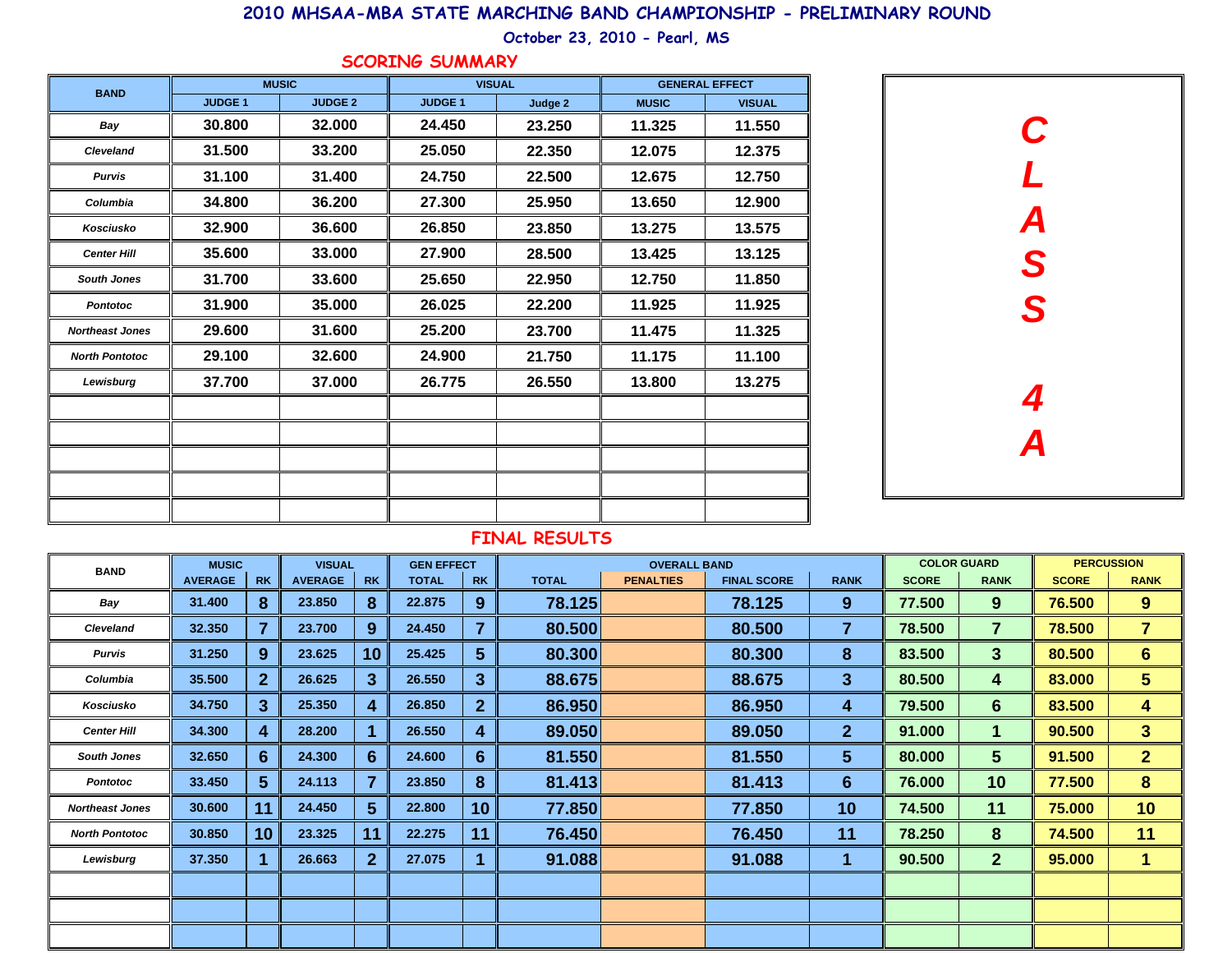# 2010 MHSAA-MBA STATE MARCHING BAND CHAMPIONSHIP - PRELIMINARY ROUND

**October 23, 2010 - Pearl, MS**

## SCORING SUMMARY

**CLASS 4A**

| BAND | MUSIC | | VISUAL | | GENERAL EFFECT | |
|---|---|---|---|---|---|---|
| | JUDGE 1 | JUDGE 2 | JUDGE 1 | Judge 2 | MUSIC | VISUAL |
| Bay | 30.800 | 32.000 | 24.450 | 23.250 | 11.325 | 11.550 |
| Cleveland | 31.500 | 33.200 | 25.050 | 22.350 | 12.075 | 12.375 |
| Purvis | 31.100 | 31.400 | 24.750 | 22.500 | 12.675 | 12.750 |
| Columbia | 34.800 | 36.200 | 27.300 | 25.950 | 13.650 | 12.900 |
| Kosciusko | 32.900 | 36.600 | 26.850 | 23.850 | 13.275 | 13.575 |
| Center Hill | 35.600 | 33.000 | 27.900 | 28.500 | 13.425 | 13.125 |
| South Jones | 31.700 | 33.600 | 25.650 | 22.950 | 12.750 | 11.850 |
| Pontotoc | 31.900 | 35.000 | 26.025 | 22.200 | 11.925 | 11.925 |
| Northeast Jones | 29.600 | 31.600 | 25.200 | 23.700 | 11.475 | 11.325 |
| North Pontotoc | 29.100 | 32.600 | 24.900 | 21.750 | 11.175 | 11.100 |
| Lewisburg | 37.700 | 37.000 | 26.775 | 26.550 | 13.800 | 13.275 |

## FINAL RESULTS

| BAND | MUSIC | | VISUAL | | GEN EFFECT | | OVERALL BAND | | | | COLOR GUARD | | PERCUSSION | |
|---|---|---|---|---|---|---|---|---|---|---|---|---|---|---|
| | AVERAGE | RK | AVERAGE | RK | TOTAL | RK | TOTAL | PENALTIES | FINAL SCORE | RANK | SCORE | RANK | SCORE | RANK |
| Bay | 31.400 | 8 | 23.850 | 8 | 22.875 | 9 | 78.125 | | 78.125 | 9 | 77.500 | 9 | 76.500 | 9 |
| Cleveland | 32.350 | 7 | 23.700 | 9 | 24.450 | 7 | 80.500 | | 80.500 | 7 | 78.500 | 7 | 78.500 | 7 |
| Purvis | 31.250 | 9 | 23.625 | 10 | 25.425 | 5 | 80.300 | | 80.300 | 8 | 83.500 | 3 | 80.500 | 6 |
| Columbia | 35.500 | 2 | 26.625 | 3 | 26.550 | 3 | 88.675 | | 88.675 | 3 | 80.500 | 4 | 83.000 | 5 |
| Kosciusko | 34.750 | 3 | 25.350 | 4 | 26.850 | 2 | 86.950 | | 86.950 | 4 | 79.500 | 6 | 83.500 | 4 |
| Center Hill | 34.300 | 4 | 28.200 | 1 | 26.550 | 4 | 89.050 | | 89.050 | 2 | 91.000 | 1 | 90.500 | 3 |
| South Jones | 32.650 | 6 | 24.300 | 6 | 24.600 | 6 | 81.550 | | 81.550 | 5 | 80.000 | 5 | 91.500 | 2 |
| Pontotoc | 33.450 | 5 | 24.113 | 7 | 23.850 | 8 | 81.413 | | 81.413 | 6 | 76.000 | 10 | 77.500 | 8 |
| Northeast Jones | 30.600 | 11 | 24.450 | 5 | 22.800 | 10 | 77.850 | | 77.850 | 10 | 74.500 | 11 | 75.000 | 10 |
| North Pontotoc | 30.850 | 10 | 23.325 | 11 | 22.275 | 11 | 76.450 | | 76.450 | 11 | 78.250 | 8 | 74.500 | 11 |
| Lewisburg | 37.350 | 1 | 26.663 | 2 | 27.075 | 1 | 91.088 | | 91.088 | 1 | 90.500 | 2 | 95.000 | 1 |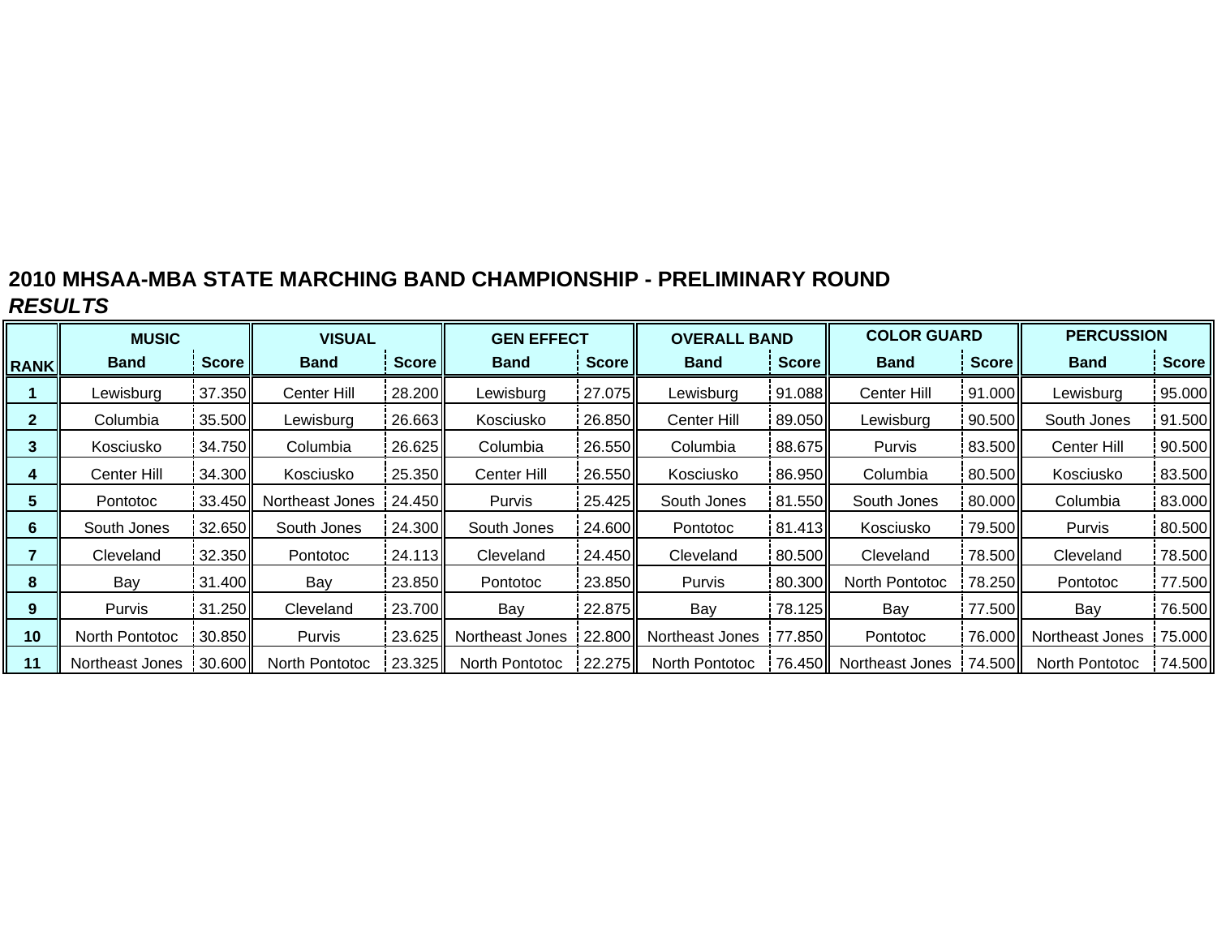**2010 MHSAA-MBA STATE MARCHING BAND CHAMPIONSHIP - PRELIMINARY ROUND**

***RESULTS***

| | MUSIC | | VISUAL | | GEN EFFECT | | OVERALL BAND | | COLOR GUARD | | PERCUSSION | |
|---|---|---|---|---|---|---|---|---|---|---|---|---|
| RANK | Band | Score | Band | Score | Band | Score | Band | Score | Band | Score | Band | Score |
| 1 | Lewisburg | 37.350 | Center Hill | 28.200 | Lewisburg | 27.075 | Lewisburg | 91.088 | Center Hill | 91.000 | Lewisburg | 95.000 |
| 2 | Columbia | 35.500 | Lewisburg | 26.663 | Kosciusko | 26.850 | Center Hill | 89.050 | Lewisburg | 90.500 | South Jones | 91.500 |
| 3 | Kosciusko | 34.750 | Columbia | 26.625 | Columbia | 26.550 | Columbia | 88.675 | Purvis | 83.500 | Center Hill | 90.500 |
| 4 | Center Hill | 34.300 | Kosciusko | 25.350 | Center Hill | 26.550 | Kosciusko | 86.950 | Columbia | 80.500 | Kosciusko | 83.500 |
| 5 | Pontotoc | 33.450 | Northeast Jones | 24.450 | Purvis | 25.425 | South Jones | 81.550 | South Jones | 80.000 | Columbia | 83.000 |
| 6 | South Jones | 32.650 | South Jones | 24.300 | South Jones | 24.600 | Pontotoc | 81.413 | Kosciusko | 79.500 | Purvis | 80.500 |
| 7 | Cleveland | 32.350 | Pontotoc | 24.113 | Cleveland | 24.450 | Cleveland | 80.500 | Cleveland | 78.500 | Cleveland | 78.500 |
| 8 | Bay | 31.400 | Bay | 23.850 | Pontotoc | 23.850 | Purvis | 80.300 | North Pontotoc | 78.250 | Pontotoc | 77.500 |
| 9 | Purvis | 31.250 | Cleveland | 23.700 | Bay | 22.875 | Bay | 78.125 | Bay | 77.500 | Bay | 76.500 |
| 10 | North Pontotoc | 30.850 | Purvis | 23.625 | Northeast Jones | 22.800 | Northeast Jones | 77.850 | Pontotoc | 76.000 | Northeast Jones | 75.000 |
| 11 | Northeast Jones | 30.600 | North Pontotoc | 23.325 | North Pontotoc | 22.275 | North Pontotoc | 76.450 | Northeast Jones | 74.500 | North Pontotoc | 74.500 |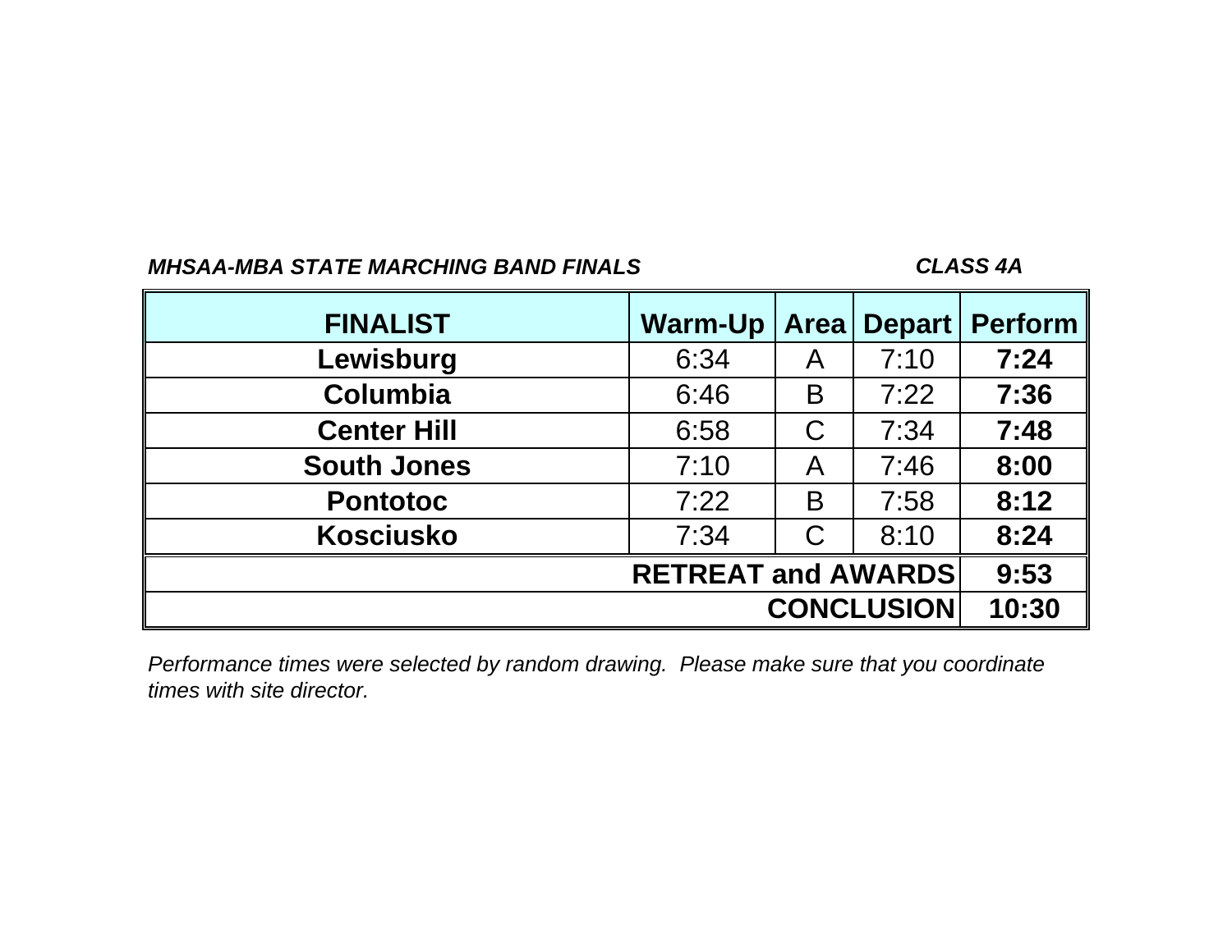***MHSAA-MBA STATE MARCHING BAND FINALS*** ***CLASS 4A***

| FINALIST | Warm-Up | Area | Depart | Perform |
|---|---|---|---|---|
| **Lewisburg** | 6:34 | A | 7:10 | **7:24** |
| **Columbia** | 6:46 | B | 7:22 | **7:36** |
| **Center Hill** | 6:58 | C | 7:34 | **7:48** |
| **South Jones** | 7:10 | A | 7:46 | **8:00** |
| **Pontotoc** | 7:22 | B | 7:58 | **8:12** |
| **Kosciusko** | 7:34 | C | 8:10 | **8:24** |
| **RETREAT and AWARDS** | | | | **9:53** |
| **CONCLUSION** | | | | **10:30** |

*Performance times were selected by random drawing. Please make sure that you coordinate times with site director.*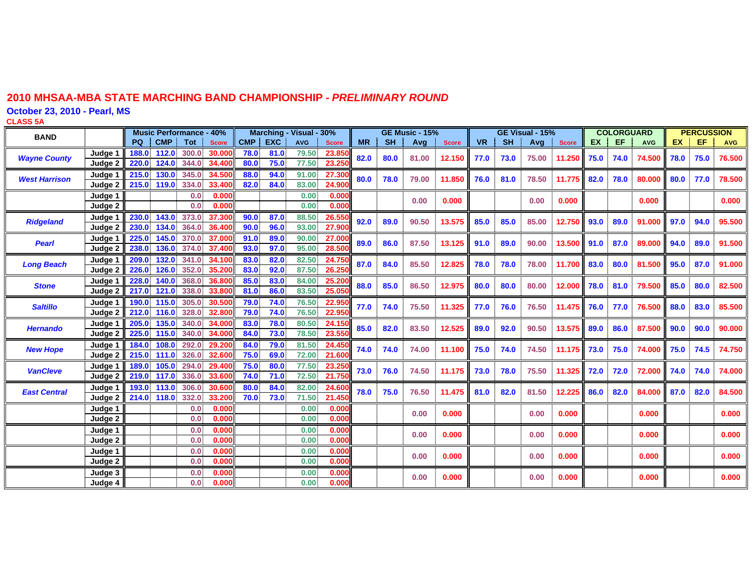# 2010 MHSAA-MBA STATE MARCHING BAND CHAMPIONSHIP - *PRELIMINARY ROUND*

## October 23, 2010 - Pearl, MS

**CLASS 5A**

| BAND | | Music Performance - 40% | | | | Marching - Visual - 30% | | | | GE Music - 15% | | | | GE Visual - 15% | | | | COLORGUARD | | | PERCUSSION | | |
|---|---|---|---|---|---|---|---|---|---|---|---|---|---|---|---|---|---|---|---|---|---|---|---|
| | | PQ | CMP | Tot | Score | CMP | EXC | AVG | Score | MR | SH | Avg | Score | VR | SH | Avg | Score | EX | EF | AVG | EX | EF | AVG |
| *Wayne County* | Judge 1 | 188.0 | 112.0 | 300.0 | 30.000 | 78.0 | 81.0 | 79.50 | 23.850 | 82.0 | 80.0 | 81.00 | 12.150 | 77.0 | 73.0 | 75.00 | 11.250 | 75.0 | 74.0 | 74.500 | 78.0 | 75.0 | 76.500 |
| | Judge 2 | 220.0 | 124.0 | 344.0 | 34.400 | 80.0 | 75.0 | 77.50 | 23.250 | | | | | | | | | | | | | | |
| *West Harrison* | Judge 1 | 215.0 | 130.0 | 345.0 | 34.500 | 88.0 | 94.0 | 91.00 | 27.300 | 80.0 | 78.0 | 79.00 | 11.850 | 76.0 | 81.0 | 78.50 | 11.775 | 82.0 | 78.0 | 80.000 | 80.0 | 77.0 | 78.500 |
| | Judge 2 | 215.0 | 119.0 | 334.0 | 33.400 | 82.0 | 84.0 | 83.00 | 24.900 | | | | | | | | | | | | | | |
| | Judge 1 | | | 0.0 | 0.000 | | | 0.00 | 0.000 | | | 0.00 | 0.000 | | | 0.00 | 0.000 | | | 0.000 | | | 0.000 |
| | Judge 2 | | | 0.0 | 0.000 | | | 0.00 | 0.000 | | | | | | | | | | | | | | |
| *Ridgeland* | Judge 1 | 230.0 | 143.0 | 373.0 | 37.300 | 90.0 | 87.0 | 88.50 | 26.550 | 92.0 | 89.0 | 90.50 | 13.575 | 85.0 | 85.0 | 85.00 | 12.750 | 93.0 | 89.0 | 91.000 | 97.0 | 94.0 | 95.500 |
| | Judge 2 | 230.0 | 134.0 | 364.0 | 36.400 | 90.0 | 96.0 | 93.00 | 27.900 | | | | | | | | | | | | | | |
| *Pearl* | Judge 1 | 225.0 | 145.0 | 370.0 | 37.000 | 91.0 | 89.0 | 90.00 | 27.000 | 89.0 | 86.0 | 87.50 | 13.125 | 91.0 | 89.0 | 90.00 | 13.500 | 91.0 | 87.0 | 89.000 | 94.0 | 89.0 | 91.500 |
| | Judge 2 | 238.0 | 136.0 | 374.0 | 37.400 | 93.0 | 97.0 | 95.00 | 28.500 | | | | | | | | | | | | | | |
| *Long Beach* | Judge 1 | 209.0 | 132.0 | 341.0 | 34.100 | 83.0 | 82.0 | 82.50 | 24.750 | 87.0 | 84.0 | 85.50 | 12.825 | 78.0 | 78.0 | 78.00 | 11.700 | 83.0 | 80.0 | 81.500 | 95.0 | 87.0 | 91.000 |
| | Judge 2 | 226.0 | 126.0 | 352.0 | 35.200 | 83.0 | 92.0 | 87.50 | 26.250 | | | | | | | | | | | | | | |
| *Stone* | Judge 1 | 228.0 | 140.0 | 368.0 | 36.800 | 85.0 | 83.0 | 84.00 | 25.200 | 88.0 | 85.0 | 86.50 | 12.975 | 80.0 | 80.0 | 80.00 | 12.000 | 78.0 | 81.0 | 79.500 | 85.0 | 80.0 | 82.500 |
| | Judge 2 | 217.0 | 121.0 | 338.0 | 33.800 | 81.0 | 86.0 | 83.50 | 25.050 | | | | | | | | | | | | | | |
| *Saltillo* | Judge 1 | 190.0 | 115.0 | 305.0 | 30.500 | 79.0 | 74.0 | 76.50 | 22.950 | 77.0 | 74.0 | 75.50 | 11.325 | 77.0 | 76.0 | 76.50 | 11.475 | 76.0 | 77.0 | 76.500 | 88.0 | 83.0 | 85.500 |
| | Judge 2 | 212.0 | 116.0 | 328.0 | 32.800 | 79.0 | 74.0 | 76.50 | 22.950 | | | | | | | | | | | | | | |
| *Hernando* | Judge 1 | 205.0 | 135.0 | 340.0 | 34.000 | 83.0 | 78.0 | 80.50 | 24.150 | 85.0 | 82.0 | 83.50 | 12.525 | 89.0 | 92.0 | 90.50 | 13.575 | 89.0 | 86.0 | 87.500 | 90.0 | 90.0 | 90.000 |
| | Judge 2 | 225.0 | 115.0 | 340.0 | 34.000 | 84.0 | 73.0 | 78.50 | 23.550 | | | | | | | | | | | | | | |
| *New Hope* | Judge 1 | 184.0 | 108.0 | 292.0 | 29.200 | 84.0 | 79.0 | 81.50 | 24.450 | 74.0 | 74.0 | 74.00 | 11.100 | 75.0 | 74.0 | 74.50 | 11.175 | 73.0 | 75.0 | 74.000 | 75.0 | 74.5 | 74.750 |
| | Judge 2 | 215.0 | 111.0 | 326.0 | 32.600 | 75.0 | 69.0 | 72.00 | 21.600 | | | | | | | | | | | | | | |
| *VanCleve* | Judge 1 | 189.0 | 105.0 | 294.0 | 29.400 | 75.0 | 80.0 | 77.50 | 23.250 | 73.0 | 76.0 | 74.50 | 11.175 | 73.0 | 78.0 | 75.50 | 11.325 | 72.0 | 72.0 | 72.000 | 74.0 | 74.0 | 74.000 |
| | Judge 2 | 219.0 | 117.0 | 336.0 | 33.600 | 74.0 | 71.0 | 72.50 | 21.750 | | | | | | | | | | | | | | |
| *East Central* | Judge 1 | 193.0 | 113.0 | 306.0 | 30.600 | 80.0 | 84.0 | 82.00 | 24.600 | 78.0 | 75.0 | 76.50 | 11.475 | 81.0 | 82.0 | 81.50 | 12.225 | 86.0 | 82.0 | 84.000 | 87.0 | 82.0 | 84.500 |
| | Judge 2 | 214.0 | 118.0 | 332.0 | 33.200 | 70.0 | 73.0 | 71.50 | 21.450 | | | | | | | | | | | | | | |
| | Judge 1 | | | 0.0 | 0.000 | | | 0.00 | 0.000 | | | 0.00 | 0.000 | | | 0.00 | 0.000 | | | 0.000 | | | 0.000 |
| | Judge 2 | | | 0.0 | 0.000 | | | 0.00 | 0.000 | | | | | | | | | | | | | | |
| | Judge 1 | | | 0.0 | 0.000 | | | 0.00 | 0.000 | | | 0.00 | 0.000 | | | 0.00 | 0.000 | | | 0.000 | | | 0.000 |
| | Judge 2 | | | 0.0 | 0.000 | | | 0.00 | 0.000 | | | | | | | | | | | | | | |
| | Judge 1 | | | 0.0 | 0.000 | | | 0.00 | 0.000 | | | 0.00 | 0.000 | | | 0.00 | 0.000 | | | 0.000 | | | 0.000 |
| | Judge 2 | | | 0.0 | 0.000 | | | 0.00 | 0.000 | | | | | | | | | | | | | | |
| | Judge 3 | | | 0.0 | 0.000 | | | 0.00 | 0.000 | | | 0.00 | 0.000 | | | 0.00 | 0.000 | | | 0.000 | | | 0.000 |
| | Judge 4 | | | 0.0 | 0.000 | | | 0.00 | 0.000 | | | | | | | | | | | | | | |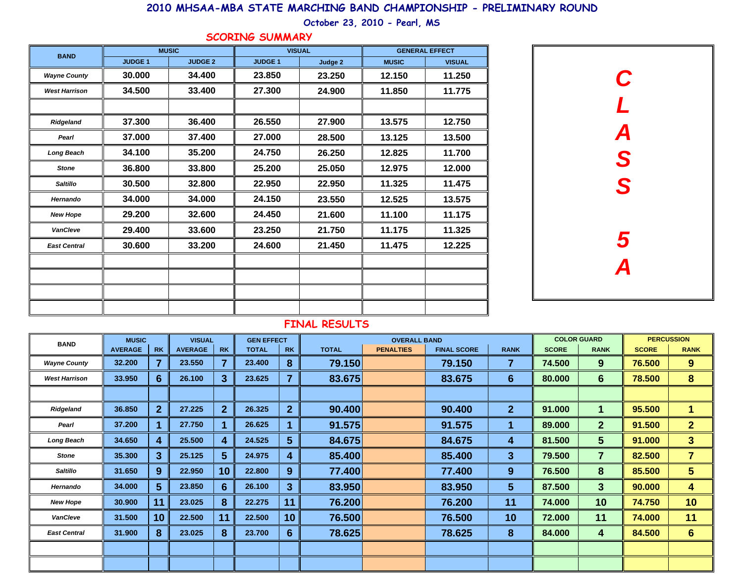# 2010 MHSAA-MBA STATE MARCHING BAND CHAMPIONSHIP - PRELIMINARY ROUND

October 23, 2010 - Pearl, MS

## SCORING SUMMARY

**CLASS 5A**

| BAND | MUSIC | | VISUAL | | GENERAL EFFECT | |
|---|---|---|---|---|---|---|
| | JUDGE 1 | JUDGE 2 | JUDGE 1 | Judge 2 | MUSIC | VISUAL |
| Wayne County | 30.000 | 34.400 | 23.850 | 23.250 | 12.150 | 11.250 |
| West Harrison | 34.500 | 33.400 | 27.300 | 24.900 | 11.850 | 11.775 |
| | | | | | | |
| Ridgeland | 37.300 | 36.400 | 26.550 | 27.900 | 13.575 | 12.750 |
| Pearl | 37.000 | 37.400 | 27.000 | 28.500 | 13.125 | 13.500 |
| Long Beach | 34.100 | 35.200 | 24.750 | 26.250 | 12.825 | 11.700 |
| Stone | 36.800 | 33.800 | 25.200 | 25.050 | 12.975 | 12.000 |
| Saltillo | 30.500 | 32.800 | 22.950 | 22.950 | 11.325 | 11.475 |
| Hernando | 34.000 | 34.000 | 24.150 | 23.550 | 12.525 | 13.575 |
| New Hope | 29.200 | 32.600 | 24.450 | 21.600 | 11.100 | 11.175 |
| VanCleve | 29.400 | 33.600 | 23.250 | 21.750 | 11.175 | 11.325 |
| East Central | 30.600 | 33.200 | 24.600 | 21.450 | 11.475 | 12.225 |

## FINAL RESULTS

| BAND | MUSIC | | VISUAL | | GEN EFFECT | | OVERALL BAND | | | | COLOR GUARD | | PERCUSSION | |
|---|---|---|---|---|---|---|---|---|---|---|---|---|---|---|
| | AVERAGE | RK | AVERAGE | RK | TOTAL | RK | TOTAL | PENALTIES | FINAL SCORE | RANK | SCORE | RANK | SCORE | RANK |
| Wayne County | 32.200 | 7 | 23.550 | 7 | 23.400 | 8 | 79.150 | | 79.150 | 7 | 74.500 | 9 | 76.500 | 9 |
| West Harrison | 33.950 | 6 | 26.100 | 3 | 23.625 | 7 | 83.675 | | 83.675 | 6 | 80.000 | 6 | 78.500 | 8 |
| | | | | | | | | | | | | | | |
| Ridgeland | 36.850 | 2 | 27.225 | 2 | 26.325 | 2 | 90.400 | | 90.400 | 2 | 91.000 | 1 | 95.500 | 1 |
| Pearl | 37.200 | 1 | 27.750 | 1 | 26.625 | 1 | 91.575 | | 91.575 | 1 | 89.000 | 2 | 91.500 | 2 |
| Long Beach | 34.650 | 4 | 25.500 | 4 | 24.525 | 5 | 84.675 | | 84.675 | 4 | 81.500 | 5 | 91.000 | 3 |
| Stone | 35.300 | 3 | 25.125 | 5 | 24.975 | 4 | 85.400 | | 85.400 | 3 | 79.500 | 7 | 82.500 | 7 |
| Saltillo | 31.650 | 9 | 22.950 | 10 | 22.800 | 9 | 77.400 | | 77.400 | 9 | 76.500 | 8 | 85.500 | 5 |
| Hernando | 34.000 | 5 | 23.850 | 6 | 26.100 | 3 | 83.950 | | 83.950 | 5 | 87.500 | 3 | 90.000 | 4 |
| New Hope | 30.900 | 11 | 23.025 | 8 | 22.275 | 11 | 76.200 | | 76.200 | 11 | 74.000 | 10 | 74.750 | 10 |
| VanCleve | 31.500 | 10 | 22.500 | 11 | 22.500 | 10 | 76.500 | | 76.500 | 10 | 72.000 | 11 | 74.000 | 11 |
| East Central | 31.900 | 8 | 23.025 | 8 | 23.700 | 6 | 78.625 | | 78.625 | 8 | 84.000 | 4 | 84.500 | 6 |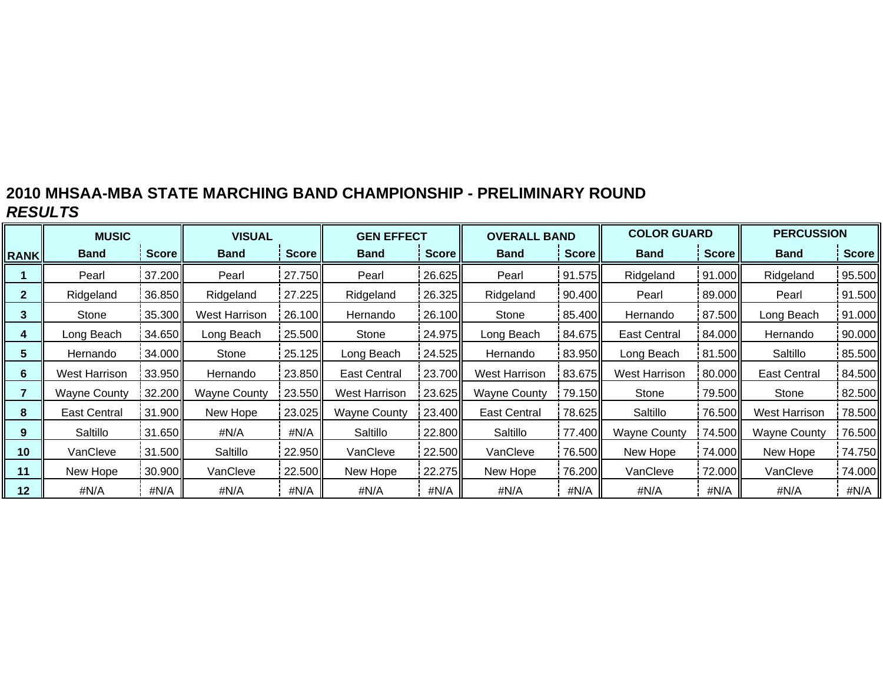**2010 MHSAA-MBA STATE MARCHING BAND CHAMPIONSHIP - PRELIMINARY ROUND**
***RESULTS***

| | MUSIC | | VISUAL | | GEN EFFECT | | OVERALL BAND | | COLOR GUARD | | PERCUSSION | |
|---|---|---|---|---|---|---|---|---|---|---|---|---|
| RANK | Band | Score | Band | Score | Band | Score | Band | Score | Band | Score | Band | Score |
| 1 | Pearl | 37.200 | Pearl | 27.750 | Pearl | 26.625 | Pearl | 91.575 | Ridgeland | 91.000 | Ridgeland | 95.500 |
| 2 | Ridgeland | 36.850 | Ridgeland | 27.225 | Ridgeland | 26.325 | Ridgeland | 90.400 | Pearl | 89.000 | Pearl | 91.500 |
| 3 | Stone | 35.300 | West Harrison | 26.100 | Hernando | 26.100 | Stone | 85.400 | Hernando | 87.500 | Long Beach | 91.000 |
| 4 | Long Beach | 34.650 | Long Beach | 25.500 | Stone | 24.975 | Long Beach | 84.675 | East Central | 84.000 | Hernando | 90.000 |
| 5 | Hernando | 34.000 | Stone | 25.125 | Long Beach | 24.525 | Hernando | 83.950 | Long Beach | 81.500 | Saltillo | 85.500 |
| 6 | West Harrison | 33.950 | Hernando | 23.850 | East Central | 23.700 | West Harrison | 83.675 | West Harrison | 80.000 | East Central | 84.500 |
| 7 | Wayne County | 32.200 | Wayne County | 23.550 | West Harrison | 23.625 | Wayne County | 79.150 | Stone | 79.500 | Stone | 82.500 |
| 8 | East Central | 31.900 | New Hope | 23.025 | Wayne County | 23.400 | East Central | 78.625 | Saltillo | 76.500 | West Harrison | 78.500 |
| 9 | Saltillo | 31.650 | #N/A | #N/A | Saltillo | 22.800 | Saltillo | 77.400 | Wayne County | 74.500 | Wayne County | 76.500 |
| 10 | VanCleve | 31.500 | Saltillo | 22.950 | VanCleve | 22.500 | VanCleve | 76.500 | New Hope | 74.000 | New Hope | 74.750 |
| 11 | New Hope | 30.900 | VanCleve | 22.500 | New Hope | 22.275 | New Hope | 76.200 | VanCleve | 72.000 | VanCleve | 74.000 |
| 12 | #N/A | #N/A | #N/A | #N/A | #N/A | #N/A | #N/A | #N/A | #N/A | #N/A | #N/A | #N/A |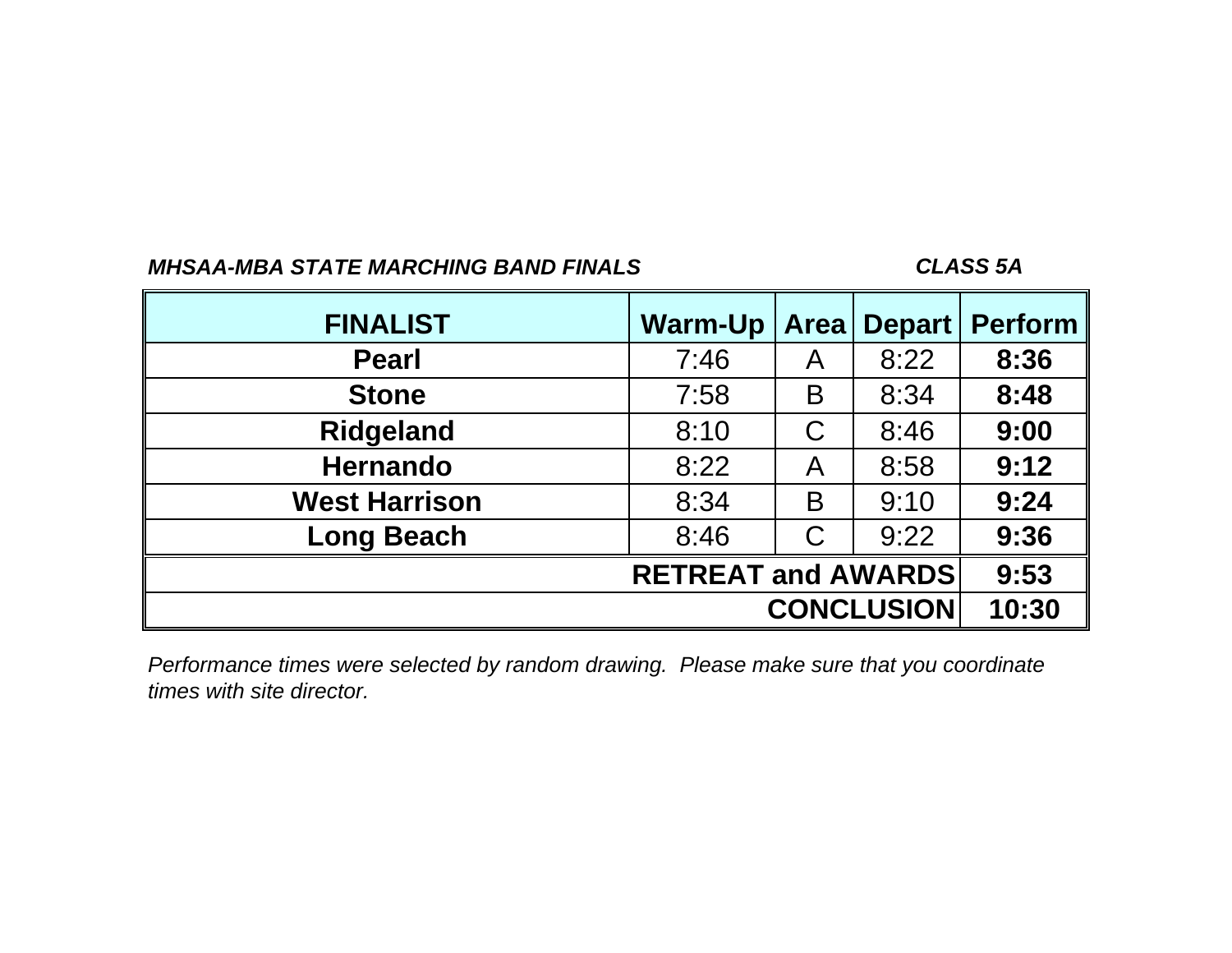***MHSAA-MBA STATE MARCHING BAND FINALS*** ***CLASS 5A***

| FINALIST | Warm-Up | Area | Depart | Perform |
|---|---|---|---|---|
| **Pearl** | 7:46 | A | 8:22 | **8:36** |
| **Stone** | 7:58 | B | 8:34 | **8:48** |
| **Ridgeland** | 8:10 | C | 8:46 | **9:00** |
| **Hernando** | 8:22 | A | 8:58 | **9:12** |
| **West Harrison** | 8:34 | B | 9:10 | **9:24** |
| **Long Beach** | 8:46 | C | 9:22 | **9:36** |
| **RETREAT and AWARDS** | | | | **9:53** |
| **CONCLUSION** | | | | **10:30** |

*Performance times were selected by random drawing. Please make sure that you coordinate times with site director.*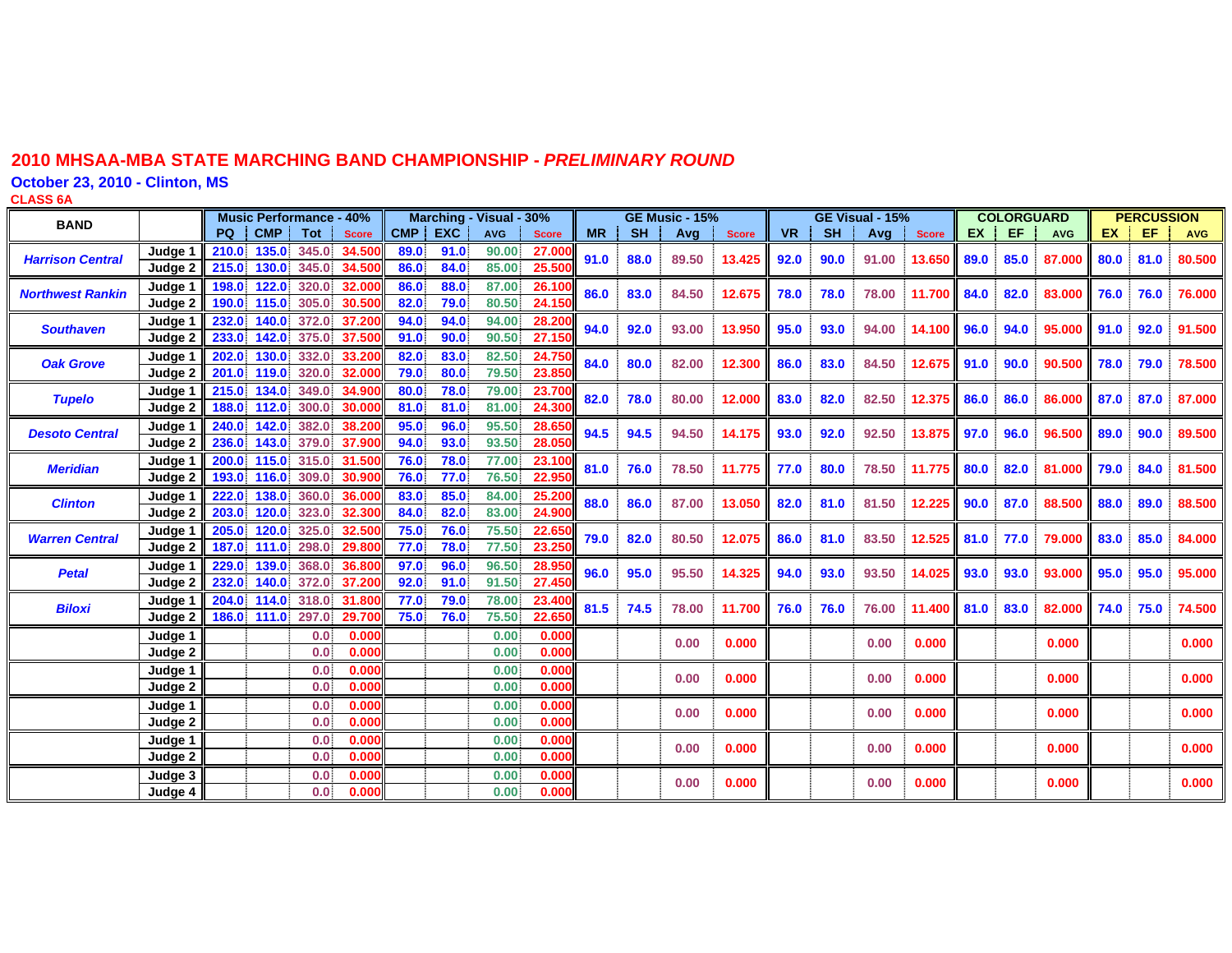# 2010 MHSAA-MBA STATE MARCHING BAND CHAMPIONSHIP - *PRELIMINARY ROUND*

## October 23, 2010 - Clinton, MS

**CLASS 6A**

| BAND | | Music Performance - 40% | | | | Marching - Visual - 30% | | | | GE Music - 15% | | | | GE Visual - 15% | | | | COLORGUARD | | | PERCUSSION | | |
|---|---|---|---|---|---|---|---|---|---|---|---|---|---|---|---|---|---|---|---|---|---|---|---|
| | | PQ | CMP | Tot | Score | CMP | EXC | AVG | Score | MR | SH | Avg | Score | VR | SH | Avg | Score | EX | EF | AVG | EX | EF | AVG |
| *Harrison Central* | Judge 1 | 210.0 | 135.0 | 345.0 | 34.500 | 89.0 | 91.0 | 90.00 | 27.000 | 91.0 | 88.0 | 89.50 | 13.425 | 92.0 | 90.0 | 91.00 | 13.650 | 89.0 | 85.0 | 87.000 | 80.0 | 81.0 | 80.500 |
| | Judge 2 | 215.0 | 130.0 | 345.0 | 34.500 | 86.0 | 84.0 | 85.00 | 25.500 | | | | | | | | | | | | | | |
| *Northwest Rankin* | Judge 1 | 198.0 | 122.0 | 320.0 | 32.000 | 86.0 | 88.0 | 87.00 | 26.100 | 86.0 | 83.0 | 84.50 | 12.675 | 78.0 | 78.0 | 78.00 | 11.700 | 84.0 | 82.0 | 83.000 | 76.0 | 76.0 | 76.000 |
| | Judge 2 | 190.0 | 115.0 | 305.0 | 30.500 | 82.0 | 79.0 | 80.50 | 24.150 | | | | | | | | | | | | | | |
| *Southaven* | Judge 1 | 232.0 | 140.0 | 372.0 | 37.200 | 94.0 | 94.0 | 94.00 | 28.200 | 94.0 | 92.0 | 93.00 | 13.950 | 95.0 | 93.0 | 94.00 | 14.100 | 96.0 | 94.0 | 95.000 | 91.0 | 92.0 | 91.500 |
| | Judge 2 | 233.0 | 142.0 | 375.0 | 37.500 | 91.0 | 90.0 | 90.50 | 27.150 | | | | | | | | | | | | | | |
| *Oak Grove* | Judge 1 | 202.0 | 130.0 | 332.0 | 33.200 | 82.0 | 83.0 | 82.50 | 24.750 | 84.0 | 80.0 | 82.00 | 12.300 | 86.0 | 83.0 | 84.50 | 12.675 | 91.0 | 90.0 | 90.500 | 78.0 | 79.0 | 78.500 |
| | Judge 2 | 201.0 | 119.0 | 320.0 | 32.000 | 79.0 | 80.0 | 79.50 | 23.850 | | | | | | | | | | | | | | |
| *Tupelo* | Judge 1 | 215.0 | 134.0 | 349.0 | 34.900 | 80.0 | 78.0 | 79.00 | 23.700 | 82.0 | 78.0 | 80.00 | 12.000 | 83.0 | 82.0 | 82.50 | 12.375 | 86.0 | 86.0 | 86.000 | 87.0 | 87.0 | 87.000 |
| | Judge 2 | 188.0 | 112.0 | 300.0 | 30.000 | 81.0 | 81.0 | 81.00 | 24.300 | | | | | | | | | | | | | | |
| *Desoto Central* | Judge 1 | 240.0 | 142.0 | 382.0 | 38.200 | 95.0 | 96.0 | 95.50 | 28.650 | 94.5 | 94.5 | 94.50 | 14.175 | 93.0 | 92.0 | 92.50 | 13.875 | 97.0 | 96.0 | 96.500 | 89.0 | 90.0 | 89.500 |
| | Judge 2 | 236.0 | 143.0 | 379.0 | 37.900 | 94.0 | 93.0 | 93.50 | 28.050 | | | | | | | | | | | | | | |
| *Meridian* | Judge 1 | 200.0 | 115.0 | 315.0 | 31.500 | 76.0 | 78.0 | 77.00 | 23.100 | 81.0 | 76.0 | 78.50 | 11.775 | 77.0 | 80.0 | 78.50 | 11.775 | 80.0 | 82.0 | 81.000 | 79.0 | 84.0 | 81.500 |
| | Judge 2 | 193.0 | 116.0 | 309.0 | 30.900 | 76.0 | 77.0 | 76.50 | 22.950 | | | | | | | | | | | | | | |
| *Clinton* | Judge 1 | 222.0 | 138.0 | 360.0 | 36.000 | 83.0 | 85.0 | 84.00 | 25.200 | 88.0 | 86.0 | 87.00 | 13.050 | 82.0 | 81.0 | 81.50 | 12.225 | 90.0 | 87.0 | 88.500 | 88.0 | 89.0 | 88.500 |
| | Judge 2 | 203.0 | 120.0 | 323.0 | 32.300 | 84.0 | 82.0 | 83.00 | 24.900 | | | | | | | | | | | | | | |
| *Warren Central* | Judge 1 | 205.0 | 120.0 | 325.0 | 32.500 | 75.0 | 76.0 | 75.50 | 22.650 | 79.0 | 82.0 | 80.50 | 12.075 | 86.0 | 81.0 | 83.50 | 12.525 | 81.0 | 77.0 | 79.000 | 83.0 | 85.0 | 84.000 |
| | Judge 2 | 187.0 | 111.0 | 298.0 | 29.800 | 77.0 | 78.0 | 77.50 | 23.250 | | | | | | | | | | | | | | |
| *Petal* | Judge 1 | 229.0 | 139.0 | 368.0 | 36.800 | 97.0 | 96.0 | 96.50 | 28.950 | 96.0 | 95.0 | 95.50 | 14.325 | 94.0 | 93.0 | 93.50 | 14.025 | 93.0 | 93.0 | 93.000 | 95.0 | 95.0 | 95.000 |
| | Judge 2 | 232.0 | 140.0 | 372.0 | 37.200 | 92.0 | 91.0 | 91.50 | 27.450 | | | | | | | | | | | | | | |
| *Biloxi* | Judge 1 | 204.0 | 114.0 | 318.0 | 31.800 | 77.0 | 79.0 | 78.00 | 23.400 | 81.5 | 74.5 | 78.00 | 11.700 | 76.0 | 76.0 | 76.00 | 11.400 | 81.0 | 83.0 | 82.000 | 74.0 | 75.0 | 74.500 |
| | Judge 2 | 186.0 | 111.0 | 297.0 | 29.700 | 75.0 | 76.0 | 75.50 | 22.650 | | | | | | | | | | | | | | |
| | Judge 1 | | | 0.0 | 0.000 | | | 0.00 | 0.000 | | | 0.00 | 0.000 | | | 0.00 | 0.000 | | | 0.000 | | | 0.000 |
| | Judge 2 | | | 0.0 | 0.000 | | | 0.00 | 0.000 | | | | | | | | | | | | | | |
| | Judge 1 | | | 0.0 | 0.000 | | | 0.00 | 0.000 | | | 0.00 | 0.000 | | | 0.00 | 0.000 | | | 0.000 | | | 0.000 |
| | Judge 2 | | | 0.0 | 0.000 | | | 0.00 | 0.000 | | | | | | | | | | | | | | |
| | Judge 1 | | | 0.0 | 0.000 | | | 0.00 | 0.000 | | | 0.00 | 0.000 | | | 0.00 | 0.000 | | | 0.000 | | | 0.000 |
| | Judge 2 | | | 0.0 | 0.000 | | | 0.00 | 0.000 | | | | | | | | | | | | | | |
| | Judge 1 | | | 0.0 | 0.000 | | | 0.00 | 0.000 | | | 0.00 | 0.000 | | | 0.00 | 0.000 | | | 0.000 | | | 0.000 |
| | Judge 2 | | | 0.0 | 0.000 | | | 0.00 | 0.000 | | | | | | | | | | | | | | |
| | Judge 3 | | | 0.0 | 0.000 | | | 0.00 | 0.000 | | | 0.00 | 0.000 | | | 0.00 | 0.000 | | | 0.000 | | | 0.000 |
| | Judge 4 | | | 0.0 | 0.000 | | | 0.00 | 0.000 | | | | | | | | | | | | | | |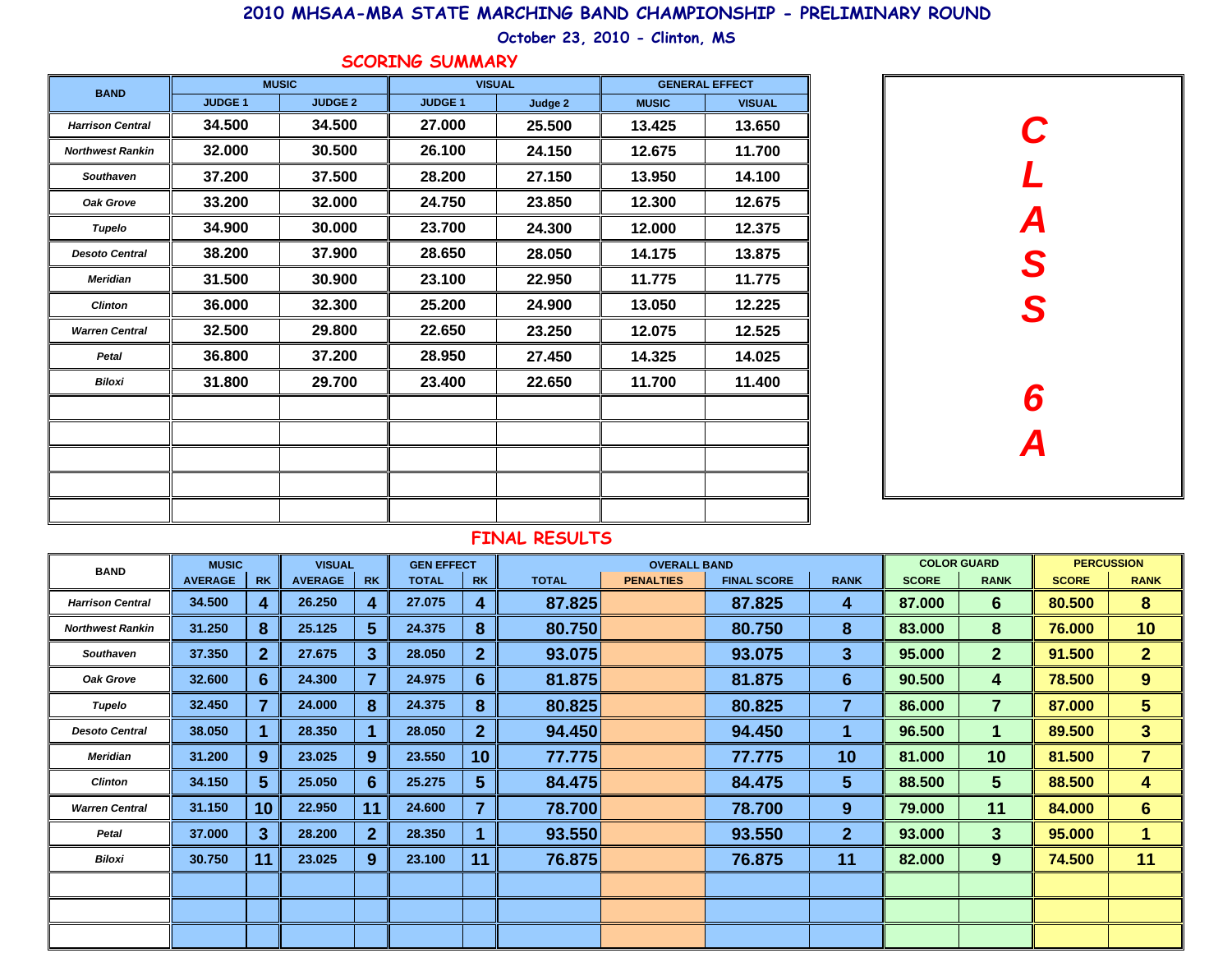# 2010 MHSAA-MBA STATE MARCHING BAND CHAMPIONSHIP - PRELIMINARY ROUND

October 23, 2010 - Clinton, MS

## SCORING SUMMARY

**CLASS 6A**

| BAND | MUSIC | | VISUAL | | GENERAL EFFECT | |
|---|---|---|---|---|---|---|
| | JUDGE 1 | JUDGE 2 | JUDGE 1 | Judge 2 | MUSIC | VISUAL |
| Harrison Central | 34.500 | 34.500 | 27.000 | 25.500 | 13.425 | 13.650 |
| Northwest Rankin | 32.000 | 30.500 | 26.100 | 24.150 | 12.675 | 11.700 |
| Southaven | 37.200 | 37.500 | 28.200 | 27.150 | 13.950 | 14.100 |
| Oak Grove | 33.200 | 32.000 | 24.750 | 23.850 | 12.300 | 12.675 |
| Tupelo | 34.900 | 30.000 | 23.700 | 24.300 | 12.000 | 12.375 |
| Desoto Central | 38.200 | 37.900 | 28.650 | 28.050 | 14.175 | 13.875 |
| Meridian | 31.500 | 30.900 | 23.100 | 22.950 | 11.775 | 11.775 |
| Clinton | 36.000 | 32.300 | 25.200 | 24.900 | 13.050 | 12.225 |
| Warren Central | 32.500 | 29.800 | 22.650 | 23.250 | 12.075 | 12.525 |
| Petal | 36.800 | 37.200 | 28.950 | 27.450 | 14.325 | 14.025 |
| Biloxi | 31.800 | 29.700 | 23.400 | 22.650 | 11.700 | 11.400 |

## FINAL RESULTS

| BAND | MUSIC | | VISUAL | | GEN EFFECT | | OVERALL BAND | | | | COLOR GUARD | | PERCUSSION | |
|---|---|---|---|---|---|---|---|---|---|---|---|---|---|---|
| | AVERAGE | RK | AVERAGE | RK | TOTAL | RK | TOTAL | PENALTIES | FINAL SCORE | RANK | SCORE | RANK | SCORE | RANK |
| Harrison Central | 34.500 | 4 | 26.250 | 4 | 27.075 | 4 | 87.825 | | 87.825 | 4 | 87.000 | 6 | 80.500 | 8 |
| Northwest Rankin | 31.250 | 8 | 25.125 | 5 | 24.375 | 8 | 80.750 | | 80.750 | 8 | 83.000 | 8 | 76.000 | 10 |
| Southaven | 37.350 | 2 | 27.675 | 3 | 28.050 | 2 | 93.075 | | 93.075 | 3 | 95.000 | 2 | 91.500 | 2 |
| Oak Grove | 32.600 | 6 | 24.300 | 7 | 24.975 | 6 | 81.875 | | 81.875 | 6 | 90.500 | 4 | 78.500 | 9 |
| Tupelo | 32.450 | 7 | 24.000 | 8 | 24.375 | 8 | 80.825 | | 80.825 | 7 | 86.000 | 7 | 87.000 | 5 |
| Desoto Central | 38.050 | 1 | 28.350 | 1 | 28.050 | 2 | 94.450 | | 94.450 | 1 | 96.500 | 1 | 89.500 | 3 |
| Meridian | 31.200 | 9 | 23.025 | 9 | 23.550 | 10 | 77.775 | | 77.775 | 10 | 81.000 | 10 | 81.500 | 7 |
| Clinton | 34.150 | 5 | 25.050 | 6 | 25.275 | 5 | 84.475 | | 84.475 | 5 | 88.500 | 5 | 88.500 | 4 |
| Warren Central | 31.150 | 10 | 22.950 | 11 | 24.600 | 7 | 78.700 | | 78.700 | 9 | 79.000 | 11 | 84.000 | 6 |
| Petal | 37.000 | 3 | 28.200 | 2 | 28.350 | 1 | 93.550 | | 93.550 | 2 | 93.000 | 3 | 95.000 | 1 |
| Biloxi | 30.750 | 11 | 23.025 | 9 | 23.100 | 11 | 76.875 | | 76.875 | 11 | 82.000 | 9 | 74.500 | 11 |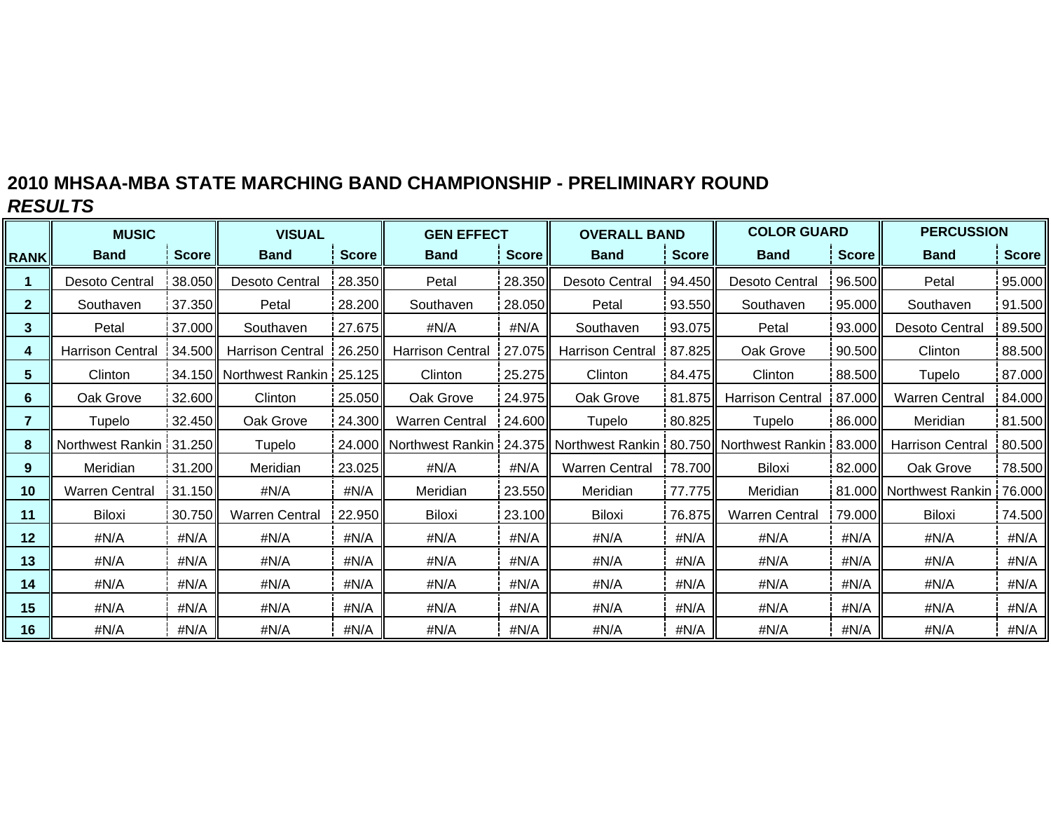**2010 MHSAA-MBA STATE MARCHING BAND CHAMPIONSHIP - PRELIMINARY ROUND**
***RESULTS***

| | MUSIC | | VISUAL | | GEN EFFECT | | OVERALL BAND | | COLOR GUARD | | PERCUSSION | |
|---|---|---|---|---|---|---|---|---|---|---|---|---|
| **RANK** | **Band** | **Score** | **Band** | **Score** | **Band** | **Score** | **Band** | **Score** | **Band** | **Score** | **Band** | **Score** |
| **1** | Desoto Central | 38.050 | Desoto Central | 28.350 | Petal | 28.350 | Desoto Central | 94.450 | Desoto Central | 96.500 | Petal | 95.000 |
| **2** | Southaven | 37.350 | Petal | 28.200 | Southaven | 28.050 | Petal | 93.550 | Southaven | 95.000 | Southaven | 91.500 |
| **3** | Petal | 37.000 | Southaven | 27.675 | #N/A | #N/A | Southaven | 93.075 | Petal | 93.000 | Desoto Central | 89.500 |
| **4** | Harrison Central | 34.500 | Harrison Central | 26.250 | Harrison Central | 27.075 | Harrison Central | 87.825 | Oak Grove | 90.500 | Clinton | 88.500 |
| **5** | Clinton | 34.150 | Northwest Rankin | 25.125 | Clinton | 25.275 | Clinton | 84.475 | Clinton | 88.500 | Tupelo | 87.000 |
| **6** | Oak Grove | 32.600 | Clinton | 25.050 | Oak Grove | 24.975 | Oak Grove | 81.875 | Harrison Central | 87.000 | Warren Central | 84.000 |
| **7** | Tupelo | 32.450 | Oak Grove | 24.300 | Warren Central | 24.600 | Tupelo | 80.825 | Tupelo | 86.000 | Meridian | 81.500 |
| **8** | Northwest Rankin | 31.250 | Tupelo | 24.000 | Northwest Rankin | 24.375 | Northwest Rankin | 80.750 | Northwest Rankin | 83.000 | Harrison Central | 80.500 |
| **9** | Meridian | 31.200 | Meridian | 23.025 | #N/A | #N/A | Warren Central | 78.700 | Biloxi | 82.000 | Oak Grove | 78.500 |
| **10** | Warren Central | 31.150 | #N/A | #N/A | Meridian | 23.550 | Meridian | 77.775 | Meridian | 81.000 | Northwest Rankin | 76.000 |
| **11** | Biloxi | 30.750 | Warren Central | 22.950 | Biloxi | 23.100 | Biloxi | 76.875 | Warren Central | 79.000 | Biloxi | 74.500 |
| **12** | #N/A | #N/A | #N/A | #N/A | #N/A | #N/A | #N/A | #N/A | #N/A | #N/A | #N/A | #N/A |
| **13** | #N/A | #N/A | #N/A | #N/A | #N/A | #N/A | #N/A | #N/A | #N/A | #N/A | #N/A | #N/A |
| **14** | #N/A | #N/A | #N/A | #N/A | #N/A | #N/A | #N/A | #N/A | #N/A | #N/A | #N/A | #N/A |
| **15** | #N/A | #N/A | #N/A | #N/A | #N/A | #N/A | #N/A | #N/A | #N/A | #N/A | #N/A | #N/A |
| **16** | #N/A | #N/A | #N/A | #N/A | #N/A | #N/A | #N/A | #N/A | #N/A | #N/A | #N/A | #N/A |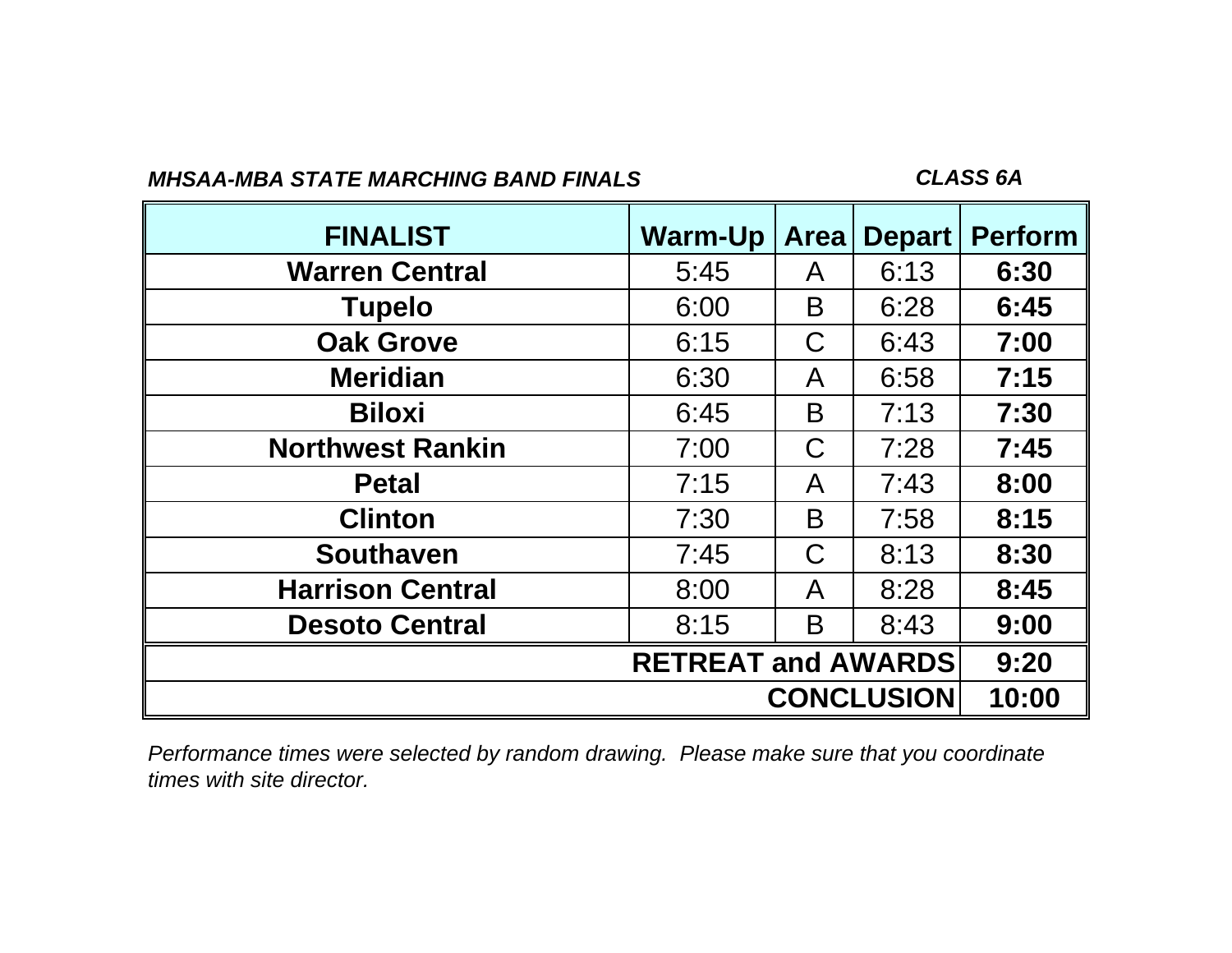***MHSAA-MBA STATE MARCHING BAND FINALS*** ***CLASS 6A***

| FINALIST | Warm-Up | Area | Depart | Perform |
|---|---|---|---|---|
| **Warren Central** | 5:45 | A | 6:13 | **6:30** |
| **Tupelo** | 6:00 | B | 6:28 | **6:45** |
| **Oak Grove** | 6:15 | C | 6:43 | **7:00** |
| **Meridian** | 6:30 | A | 6:58 | **7:15** |
| **Biloxi** | 6:45 | B | 7:13 | **7:30** |
| **Northwest Rankin** | 7:00 | C | 7:28 | **7:45** |
| **Petal** | 7:15 | A | 7:43 | **8:00** |
| **Clinton** | 7:30 | B | 7:58 | **8:15** |
| **Southaven** | 7:45 | C | 8:13 | **8:30** |
| **Harrison Central** | 8:00 | A | 8:28 | **8:45** |
| **Desoto Central** | 8:15 | B | 8:43 | **9:00** |
| | | | **RETREAT and AWARDS** | **9:20** |
| | | | **CONCLUSION** | **10:00** |

*Performance times were selected by random drawing. Please make sure that you coordinate times with site director.*